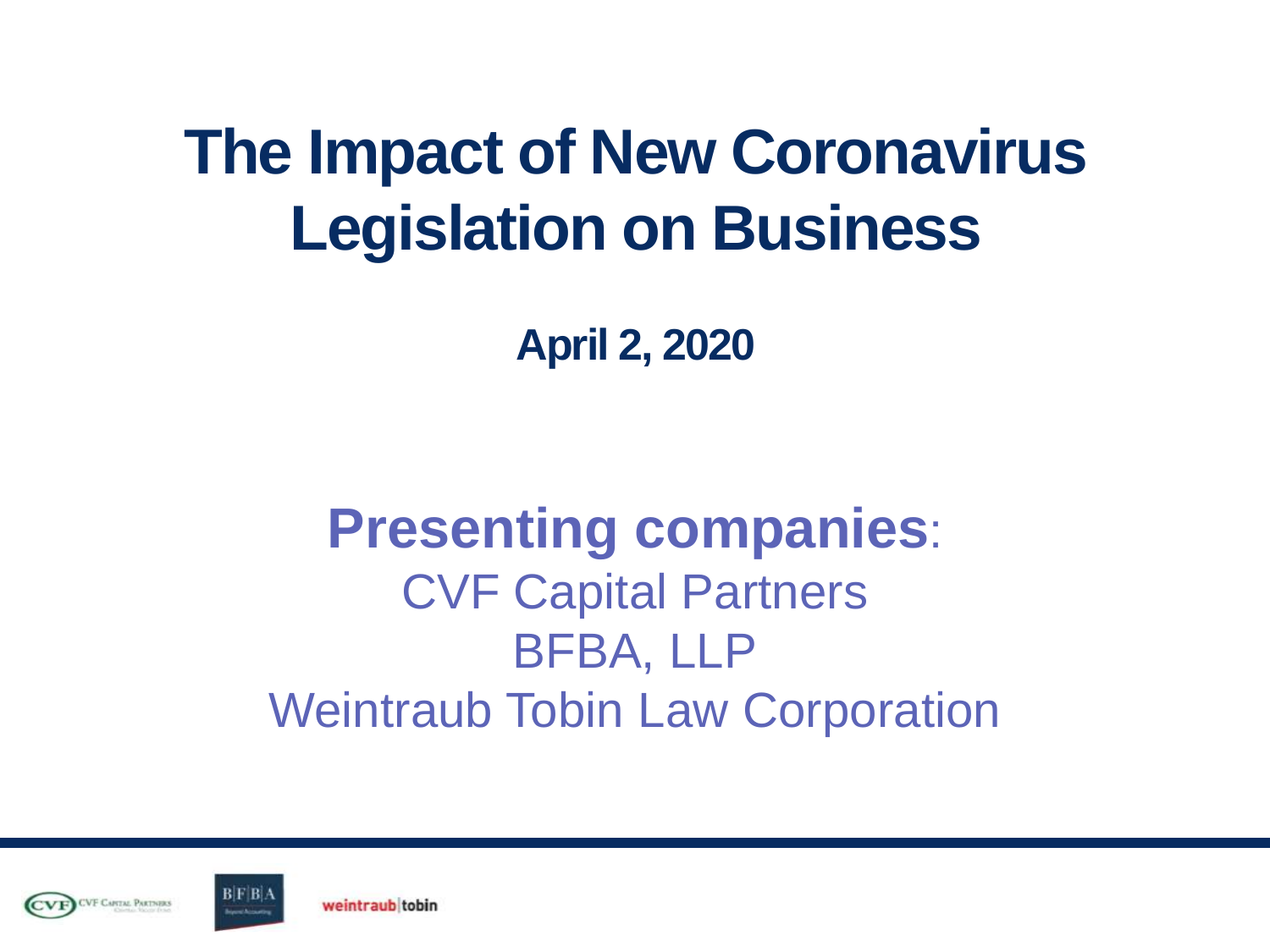# The Impact of New Coronavirus Legislation on Business

**April 2, 2020**

**Presenting companies**:

CVF Capital Partners

BFBA, LLP

Weintraub Tobin Law Corporation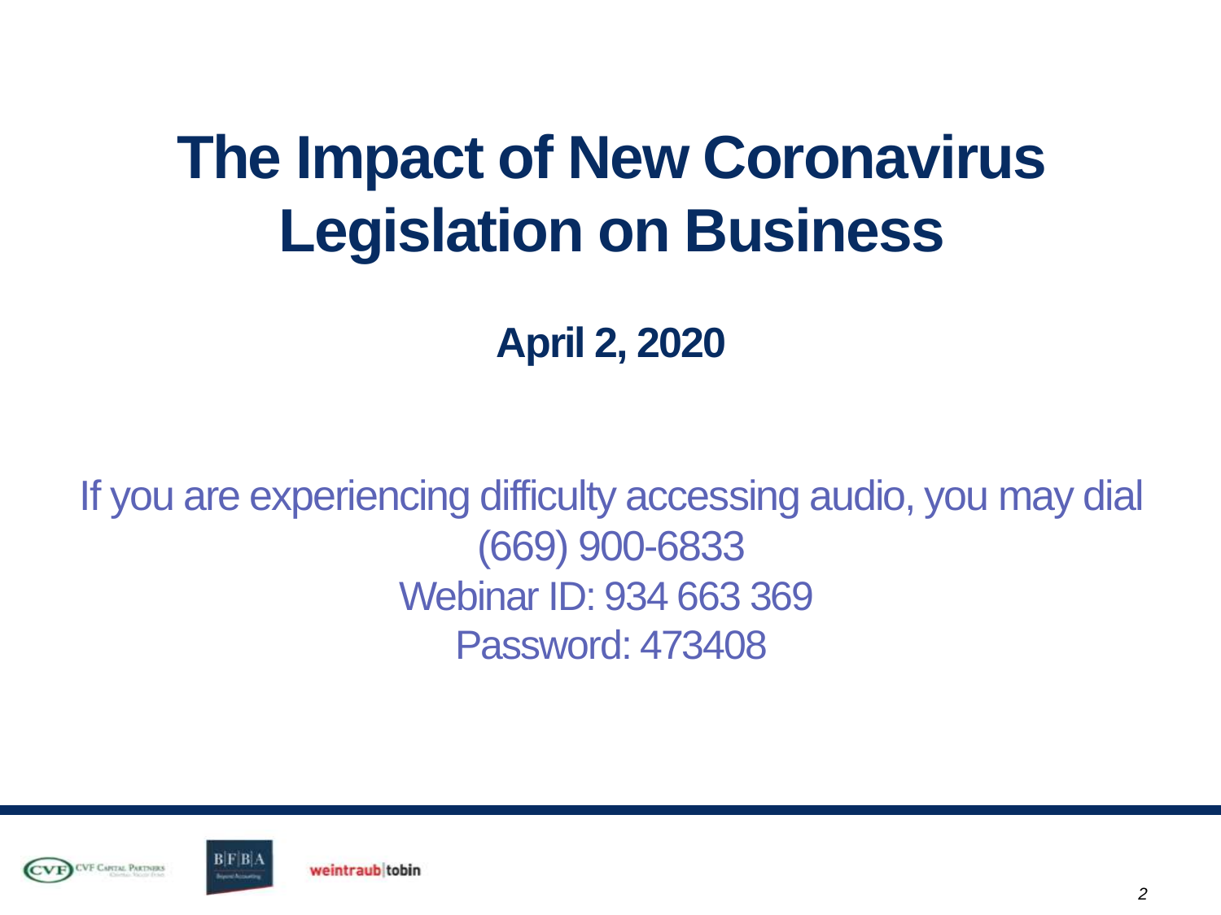# The Impact of New Coronavirus Legislation on Business

**April 2, 2020**

If you are experiencing difficulty accessing audio, you may dial
(669) 900-6833
Webinar ID: 934 663 369
Password: 473408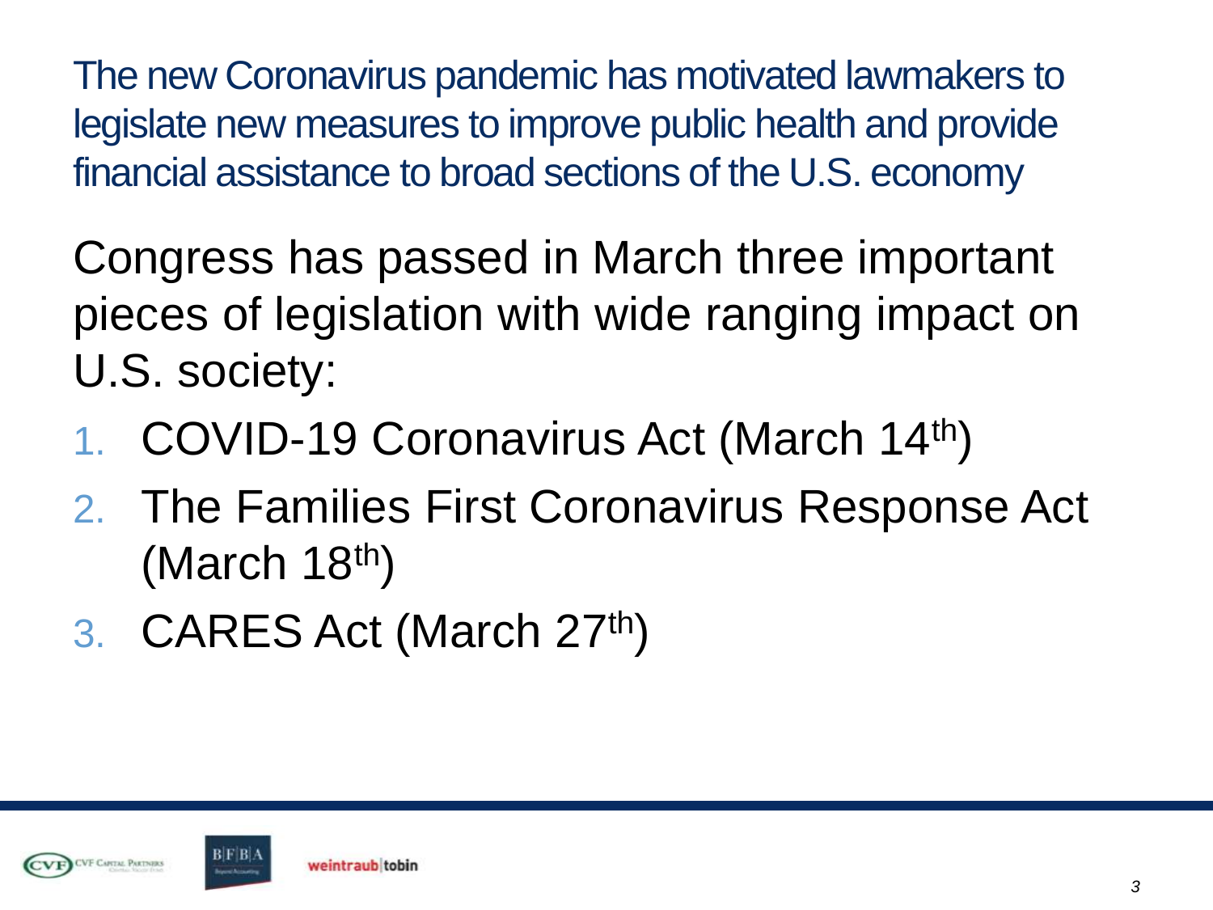## The new Coronavirus pandemic has motivated lawmakers to legislate new measures to improve public health and provide financial assistance to broad sections of the U.S. economy

Congress has passed in March three important pieces of legislation with wide ranging impact on U.S. society:

1. COVID-19 Coronavirus Act (March 14th)
2. The Families First Coronavirus Response Act (March 18th)
3. CARES Act (March 27th)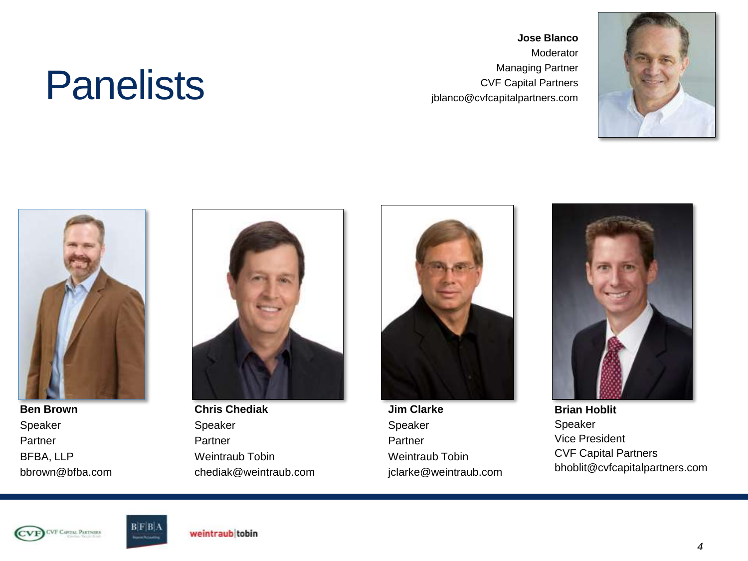# Panelists

**Jose Blanco**
Moderator
Managing Partner
CVF Capital Partners
jblanco@cvfcapitalpartners.com

**Ben Brown**
Speaker
Partner
BFBA, LLP
bbrown@bfba.com

**Chris Chediak**
Speaker
Partner
Weintraub Tobin
chediak@weintraub.com

**Jim Clarke**
Speaker
Partner
Weintraub Tobin
jclarke@weintraub.com

**Brian Hoblit**
Speaker
Vice President
CVF Capital Partners
bhoblit@cvfcapitalpartners.com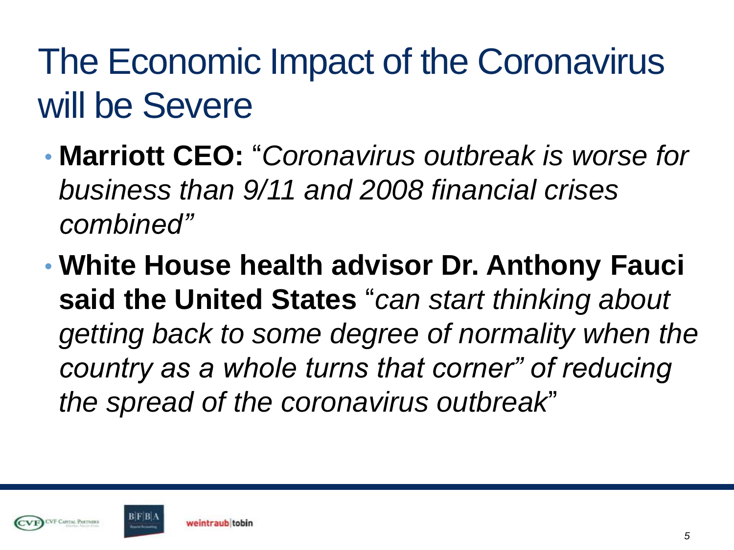# The Economic Impact of the Coronavirus will be Severe

- **Marriott CEO:** "*Coronavirus outbreak is worse for business than 9/11 and 2008 financial crises combined"*
- **White House health advisor Dr. Anthony Fauci said the United States** "*can start thinking about getting back to some degree of normality when the country as a whole turns that corner" of reducing the spread of the coronavirus outbreak*"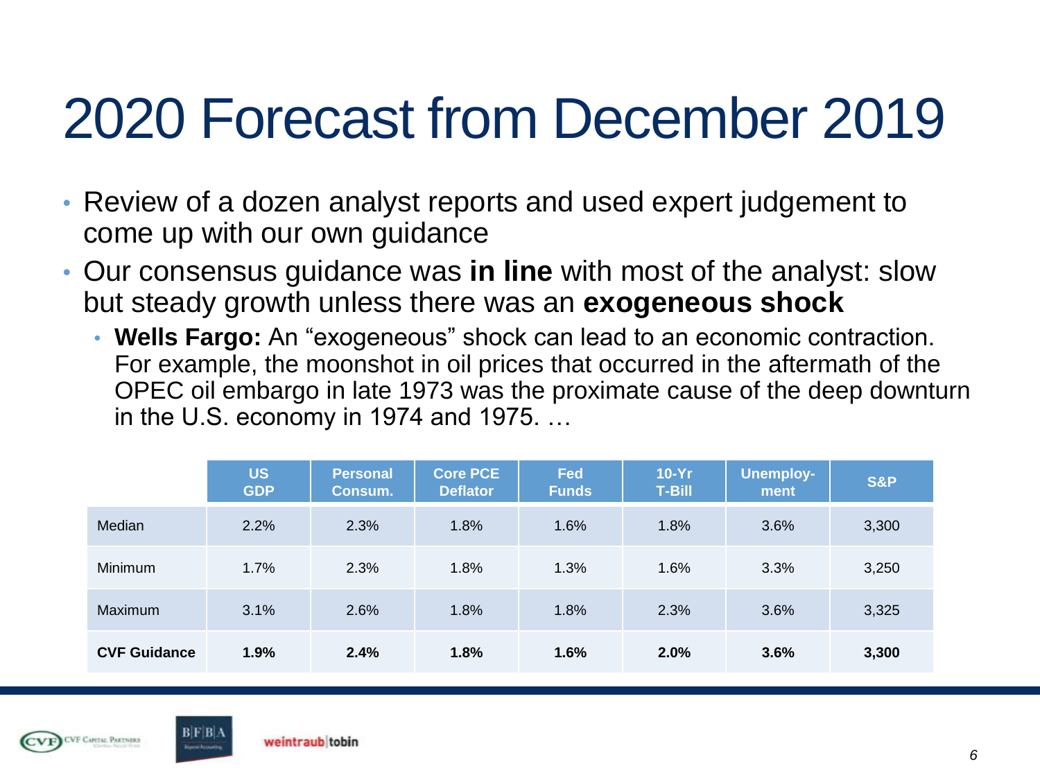# 2020 Forecast from December 2019

- Review of a dozen analyst reports and used expert judgement to come up with our own guidance
- Our consensus guidance was **in line** with most of the analyst: slow but steady growth unless there was an **exogeneous shock**
  - **Wells Fargo:** An "exogeneous" shock can lead to an economic contraction. For example, the moonshot in oil prices that occurred in the aftermath of the OPEC oil embargo in late 1973 was the proximate cause of the deep downturn in the U.S. economy in 1974 and 1975. …

| | US GDP | Personal Consum. | Core PCE Deflator | Fed Funds | 10-Yr T-Bill | Unemploy-ment | S&P |
|---|---|---|---|---|---|---|---|
| Median | 2.2% | 2.3% | 1.8% | 1.6% | 1.8% | 3.6% | 3,300 |
| Minimum | 1.7% | 2.3% | 1.8% | 1.3% | 1.6% | 3.3% | 3,250 |
| Maximum | 3.1% | 2.6% | 1.8% | 1.8% | 2.3% | 3.6% | 3,325 |
| **CVF Guidance** | **1.9%** | **2.4%** | **1.8%** | **1.6%** | **2.0%** | **3.6%** | **3,300** |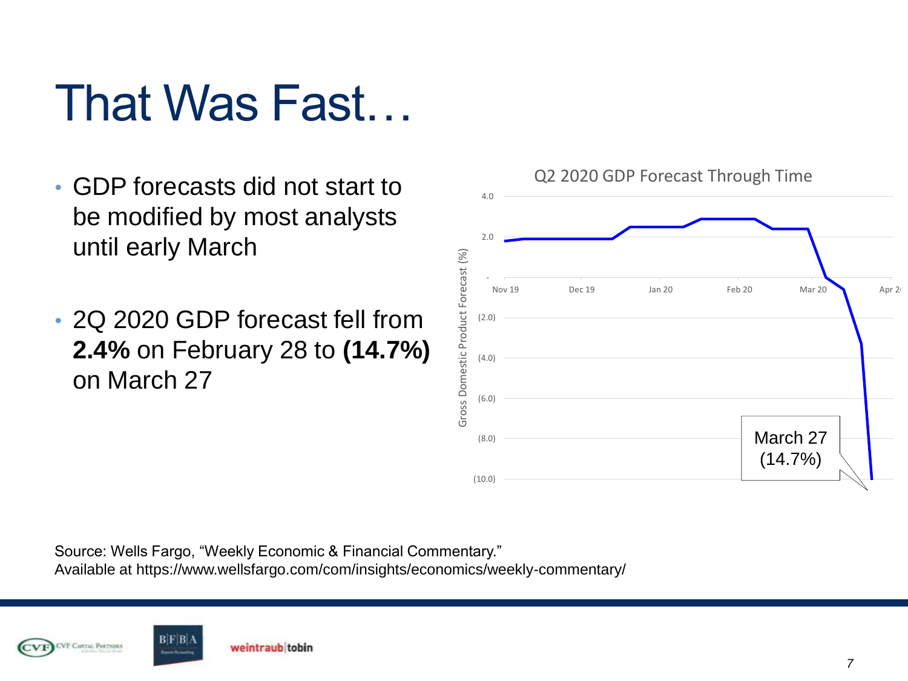# That Was Fast…

- GDP forecasts did not start to be modified by most analysts until early March
- 2Q 2020 GDP forecast fell from **2.4%** on February 28 to **(14.7%)** on March 27

Source: Wells Fargo, "Weekly Economic & Financial Commentary."
Available at https://www.wellsfargo.com/com/insights/economics/weekly-commentary/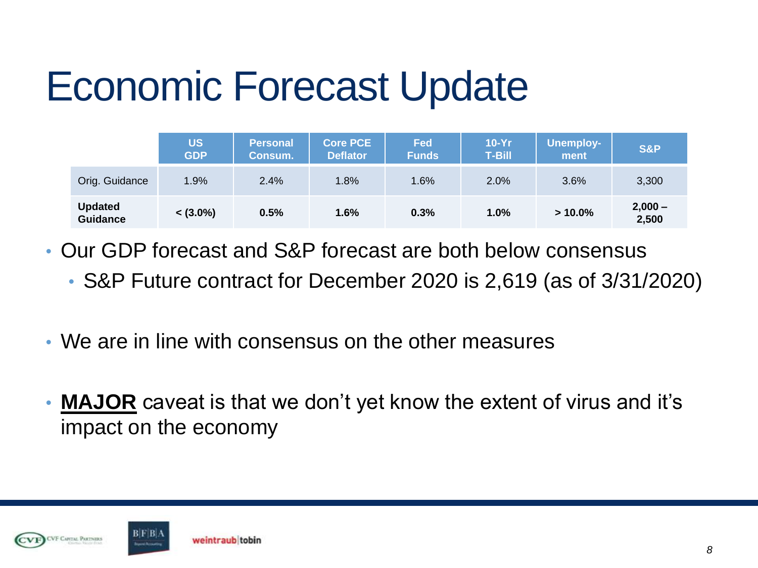# Economic Forecast Update

| | US GDP | Personal Consum. | Core PCE Deflator | Fed Funds | 10-Yr T-Bill | Unemploy-ment | S&P |
|---|---|---|---|---|---|---|---|
| Orig. Guidance | 1.9% | 2.4% | 1.8% | 1.6% | 2.0% | 3.6% | 3,300 |
| **Updated Guidance** | **< (3.0%)** | **0.5%** | **1.6%** | **0.3%** | **1.0%** | **> 10.0%** | **2,000 – 2,500** |

- Our GDP forecast and S&P forecast are both below consensus
  - S&P Future contract for December 2020 is 2,619 (as of 3/31/2020)
- We are in line with consensus on the other measures
- **MAJOR** caveat is that we don't yet know the extent of virus and it's impact on the economy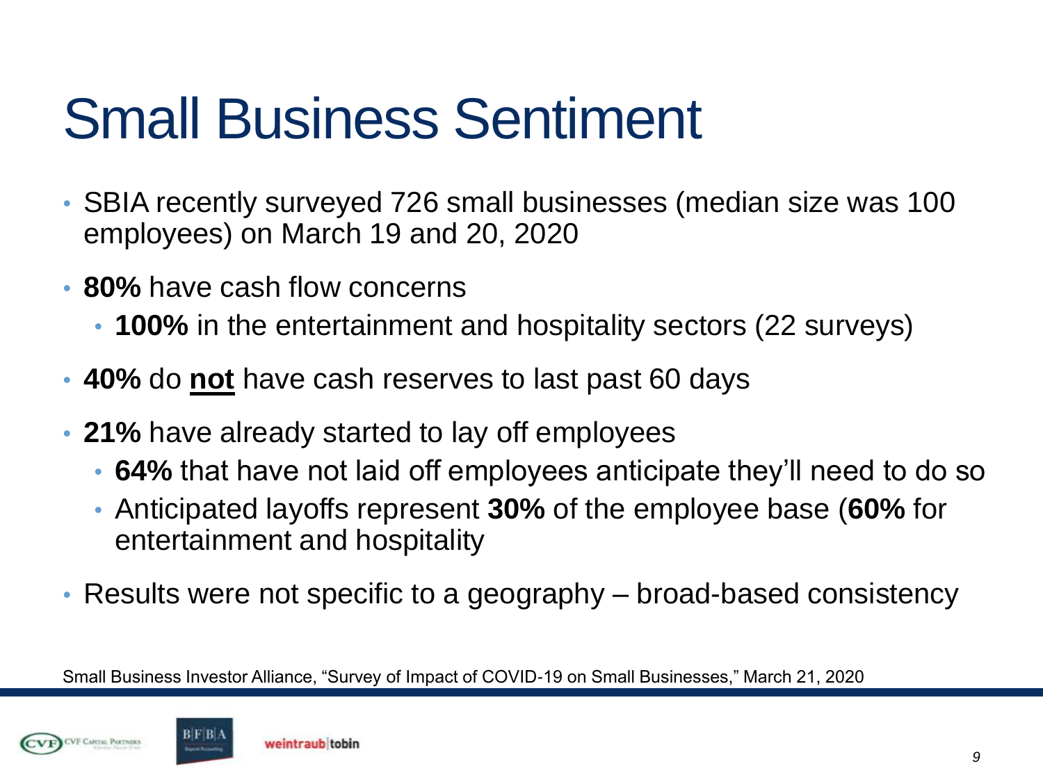# Small Business Sentiment

- SBIA recently surveyed 726 small businesses (median size was 100 employees) on March 19 and 20, 2020
- **80%** have cash flow concerns
  - **100%** in the entertainment and hospitality sectors (22 surveys)
- **40%** do **not** have cash reserves to last past 60 days
- **21%** have already started to lay off employees
  - **64%** that have not laid off employees anticipate they'll need to do so
  - Anticipated layoffs represent **30%** of the employee base (**60%** for entertainment and hospitality
- Results were not specific to a geography – broad-based consistency

Small Business Investor Alliance, "Survey of Impact of COVID-19 on Small Businesses," March 21, 2020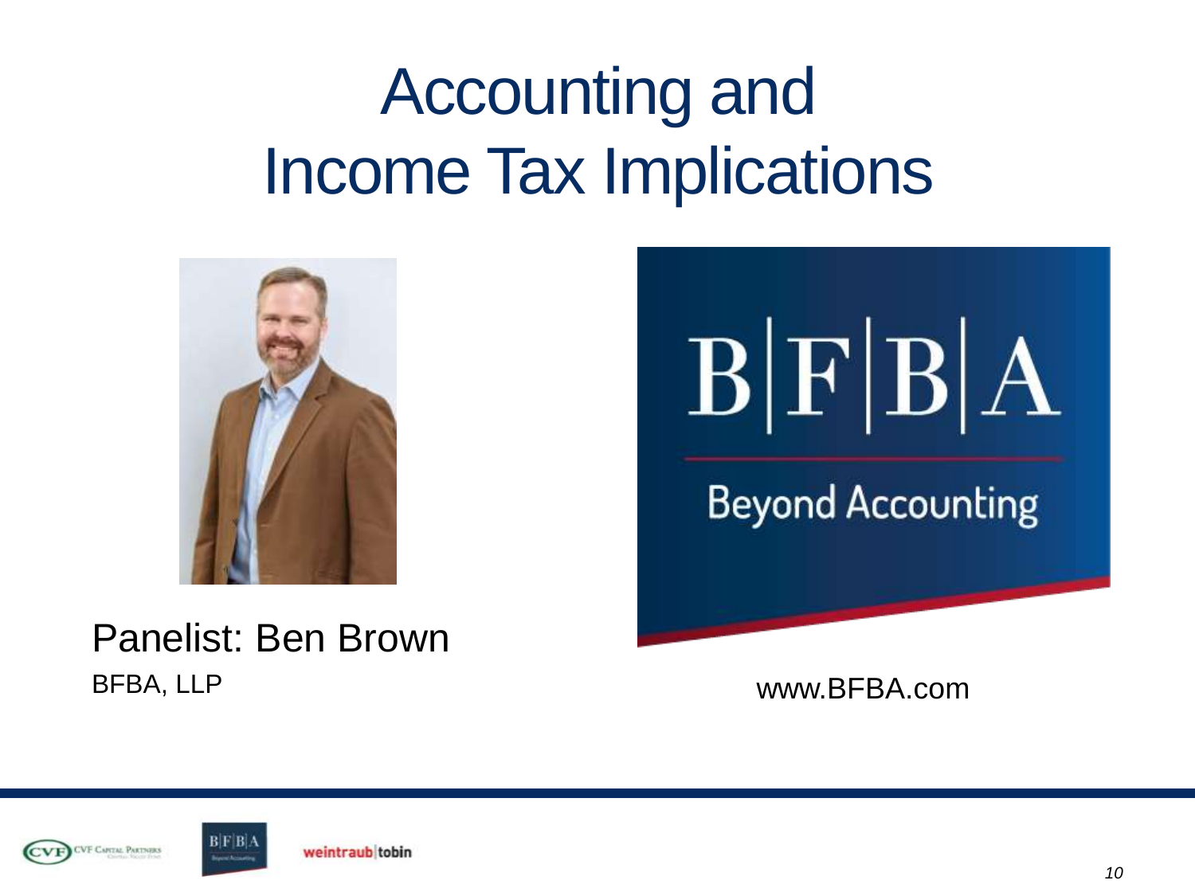# Accounting and Income Tax Implications

Panelist: Ben Brown

BFBA, LLP

www.BFBA.com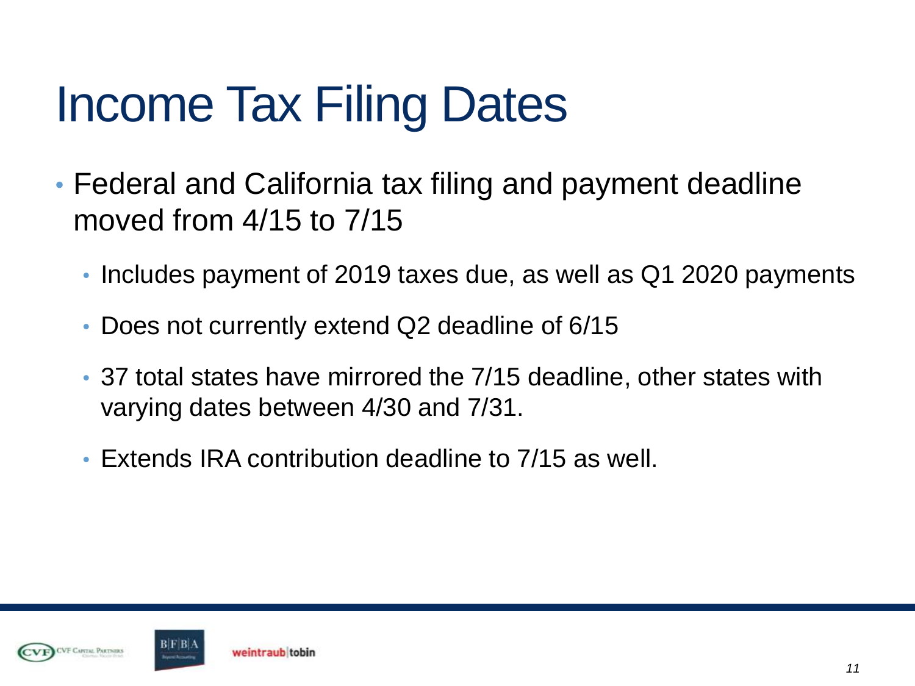# Income Tax Filing Dates

- Federal and California tax filing and payment deadline moved from 4/15 to 7/15
  - Includes payment of 2019 taxes due, as well as Q1 2020 payments
  - Does not currently extend Q2 deadline of 6/15
  - 37 total states have mirrored the 7/15 deadline, other states with varying dates between 4/30 and 7/31.
  - Extends IRA contribution deadline to 7/15 as well.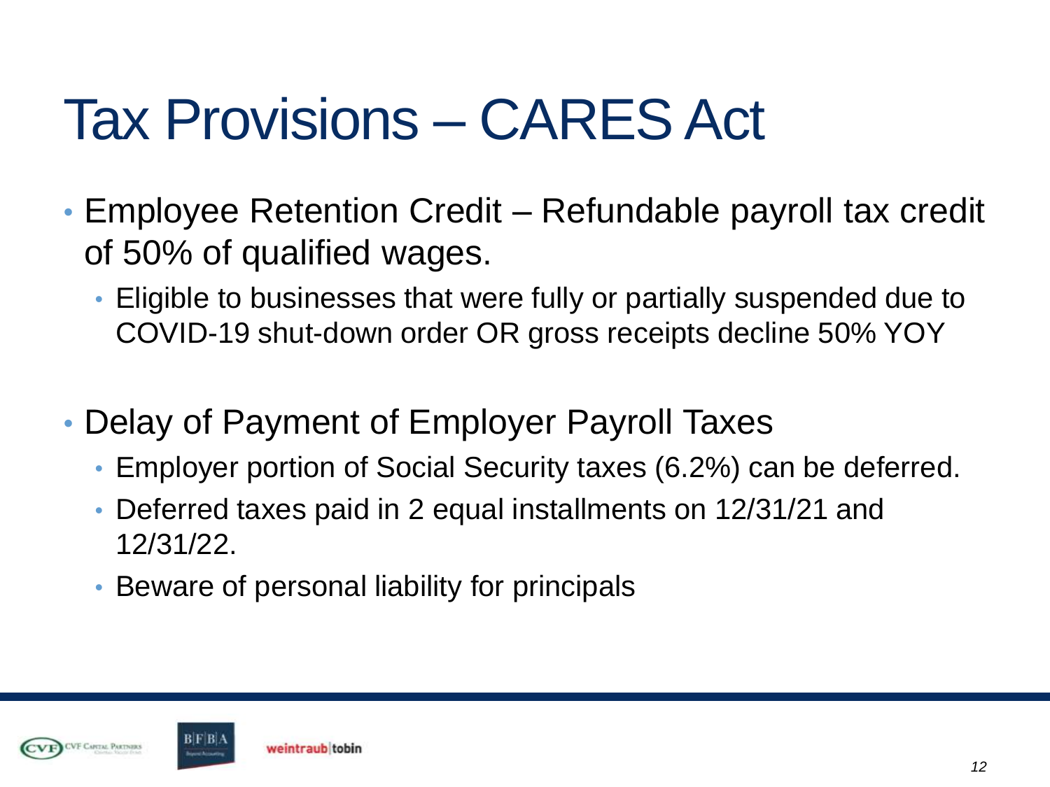# Tax Provisions – CARES Act

- Employee Retention Credit – Refundable payroll tax credit of 50% of qualified wages.
  - Eligible to businesses that were fully or partially suspended due to COVID-19 shut-down order OR gross receipts decline 50% YOY

- Delay of Payment of Employer Payroll Taxes
  - Employer portion of Social Security taxes (6.2%) can be deferred.
  - Deferred taxes paid in 2 equal installments on 12/31/21 and 12/31/22.
  - Beware of personal liability for principals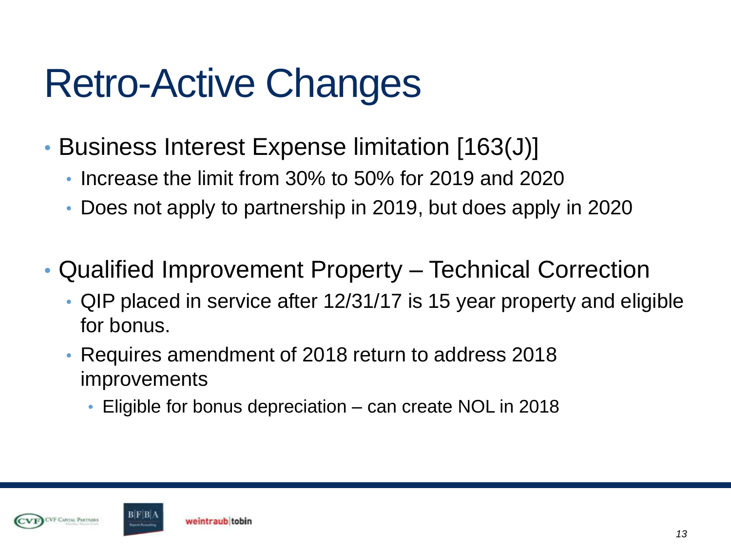# Retro-Active Changes

- Business Interest Expense limitation [163(J)]
  - Increase the limit from 30% to 50% for 2019 and 2020
  - Does not apply to partnership in 2019, but does apply in 2020
- Qualified Improvement Property – Technical Correction
  - QIP placed in service after 12/31/17 is 15 year property and eligible for bonus.
  - Requires amendment of 2018 return to address 2018 improvements
    - Eligible for bonus depreciation – can create NOL in 2018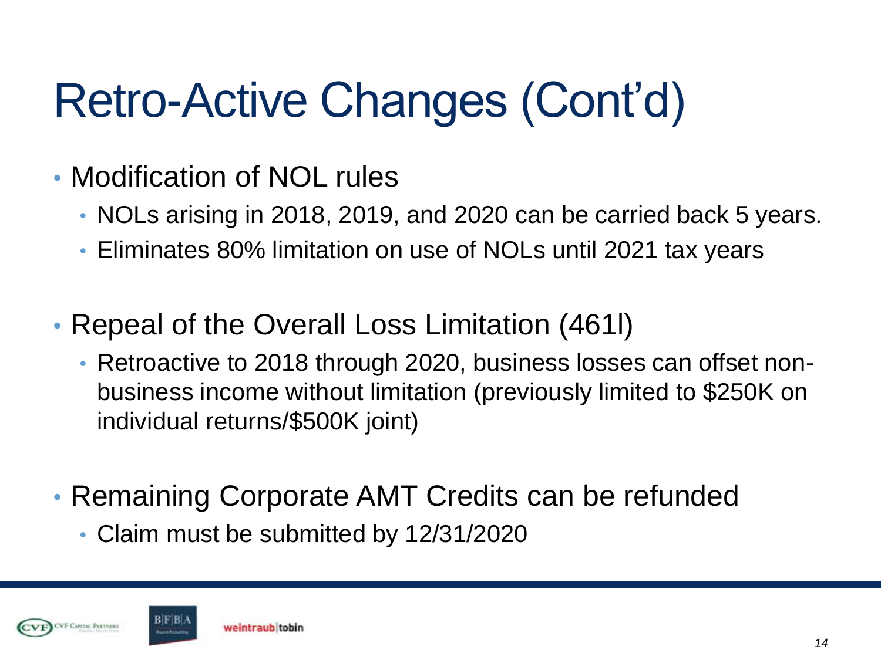# Retro-Active Changes (Cont'd)

- Modification of NOL rules
  - NOLs arising in 2018, 2019, and 2020 can be carried back 5 years.
  - Eliminates 80% limitation on use of NOLs until 2021 tax years

- Repeal of the Overall Loss Limitation (461l)
  - Retroactive to 2018 through 2020, business losses can offset non-business income without limitation (previously limited to $250K on individual returns/$500K joint)

- Remaining Corporate AMT Credits can be refunded
  - Claim must be submitted by 12/31/2020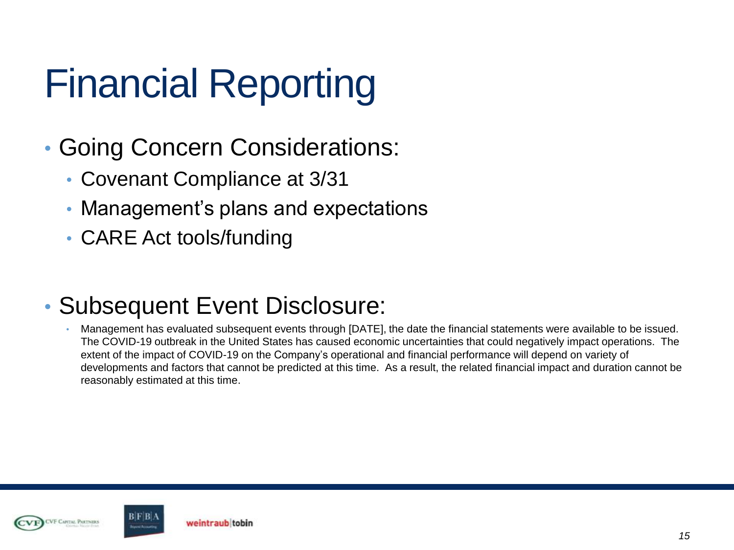# Financial Reporting

- Going Concern Considerations:
  - Covenant Compliance at 3/31
  - Management's plans and expectations
  - CARE Act tools/funding

- Subsequent Event Disclosure:
  - Management has evaluated subsequent events through [DATE], the date the financial statements were available to be issued. The COVID-19 outbreak in the United States has caused economic uncertainties that could negatively impact operations. The extent of the impact of COVID-19 on the Company's operational and financial performance will depend on variety of developments and factors that cannot be predicted at this time. As a result, the related financial impact and duration cannot be reasonably estimated at this time.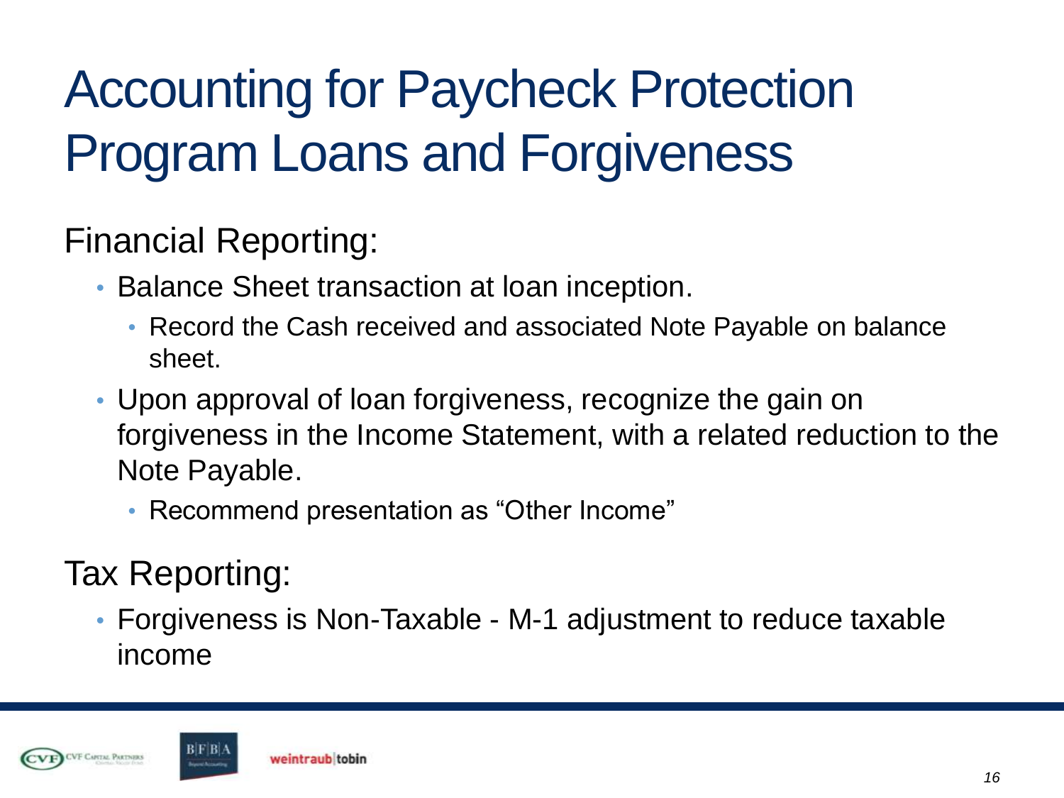# Accounting for Paycheck Protection Program Loans and Forgiveness

## Financial Reporting:

- Balance Sheet transaction at loan inception.
  - Record the Cash received and associated Note Payable on balance sheet.
- Upon approval of loan forgiveness, recognize the gain on forgiveness in the Income Statement, with a related reduction to the Note Payable.
  - Recommend presentation as "Other Income"

## Tax Reporting:

- Forgiveness is Non-Taxable - M-1 adjustment to reduce taxable income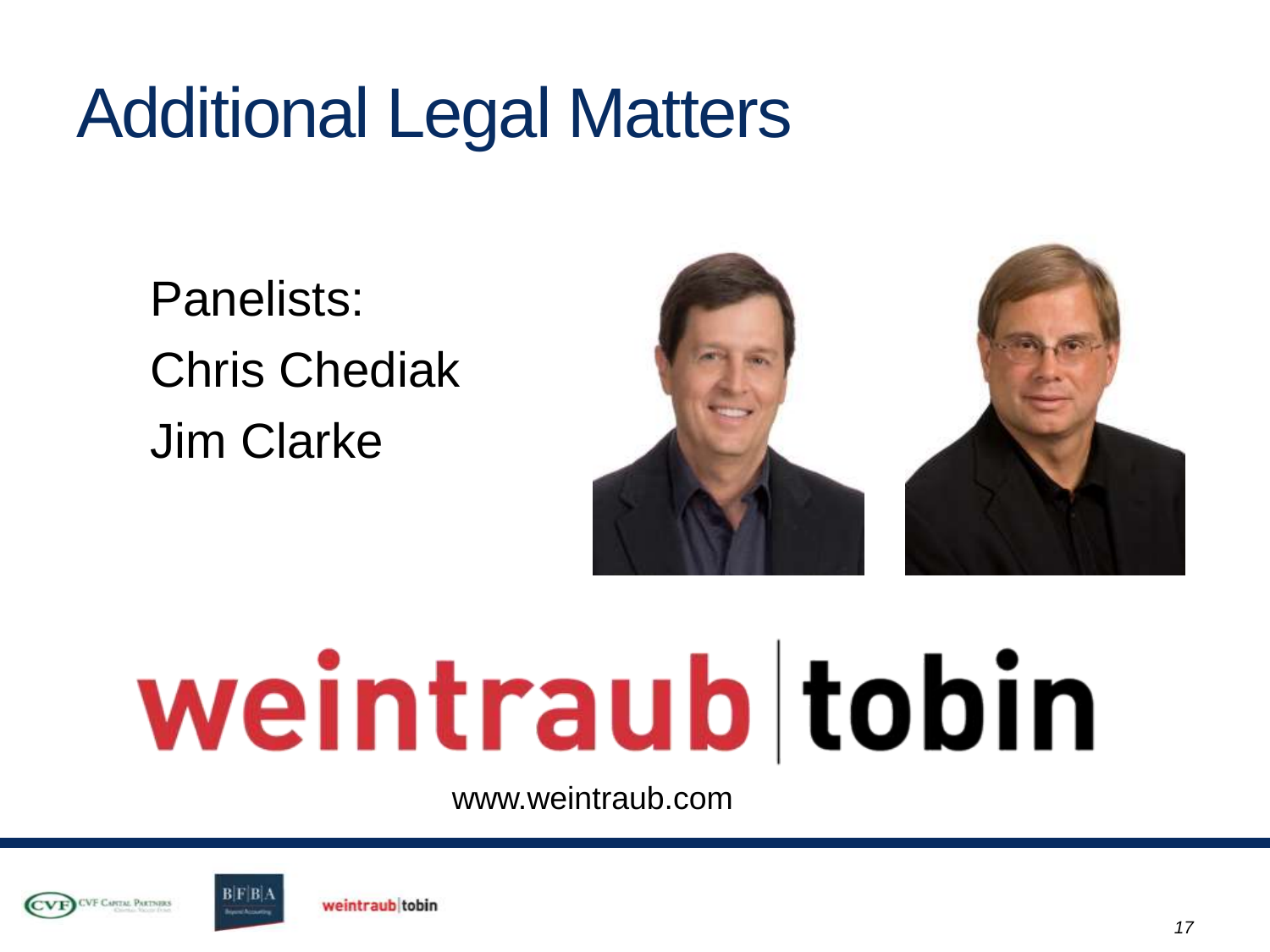# Additional Legal Matters

Panelists:
Chris Chediak
Jim Clarke

weintraub|tobin

www.weintraub.com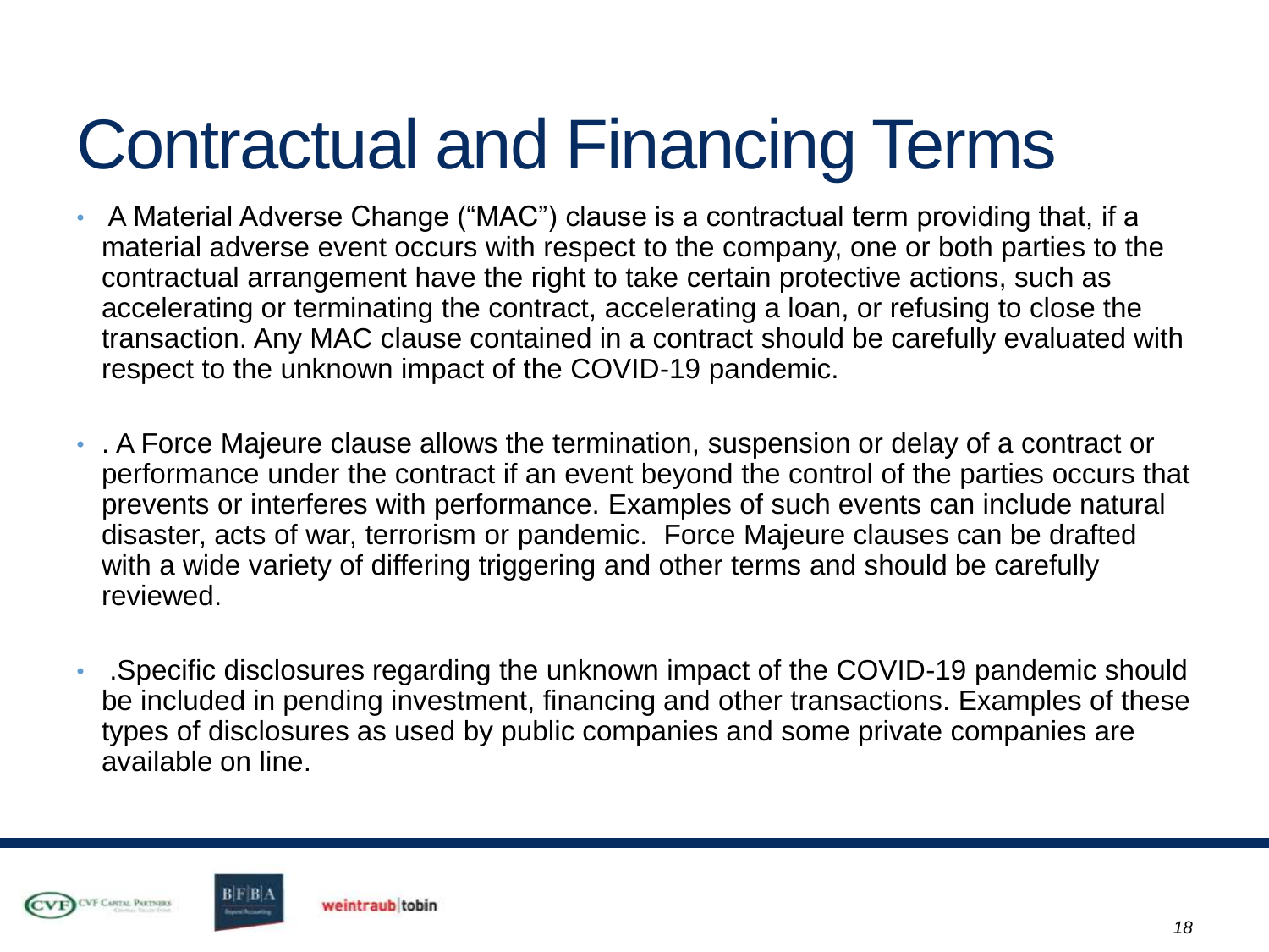# Contractual and Financing Terms

- A Material Adverse Change ("MAC") clause is a contractual term providing that, if a material adverse event occurs with respect to the company, one or both parties to the contractual arrangement have the right to take certain protective actions, such as accelerating or terminating the contract, accelerating a loan, or refusing to close the transaction. Any MAC clause contained in a contract should be carefully evaluated with respect to the unknown impact of the COVID-19 pandemic.

- . A Force Majeure clause allows the termination, suspension or delay of a contract or performance under the contract if an event beyond the control of the parties occurs that prevents or interferes with performance. Examples of such events can include natural disaster, acts of war, terrorism or pandemic. Force Majeure clauses can be drafted with a wide variety of differing triggering and other terms and should be carefully reviewed.

- .Specific disclosures regarding the unknown impact of the COVID-19 pandemic should be included in pending investment, financing and other transactions. Examples of these types of disclosures as used by public companies and some private companies are available on line.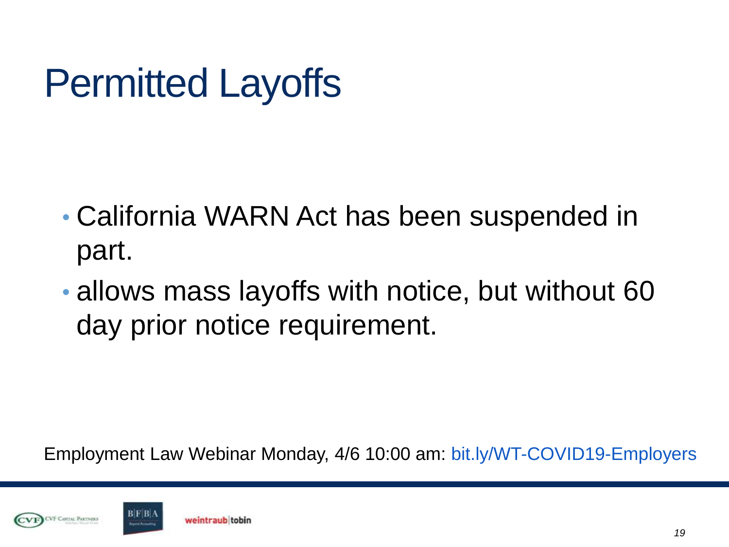# Permitted Layoffs

- California WARN Act has been suspended in part.
- allows mass layoffs with notice, but without 60 day prior notice requirement.

Employment Law Webinar Monday, 4/6 10:00 am: bit.ly/WT-COVID19-Employers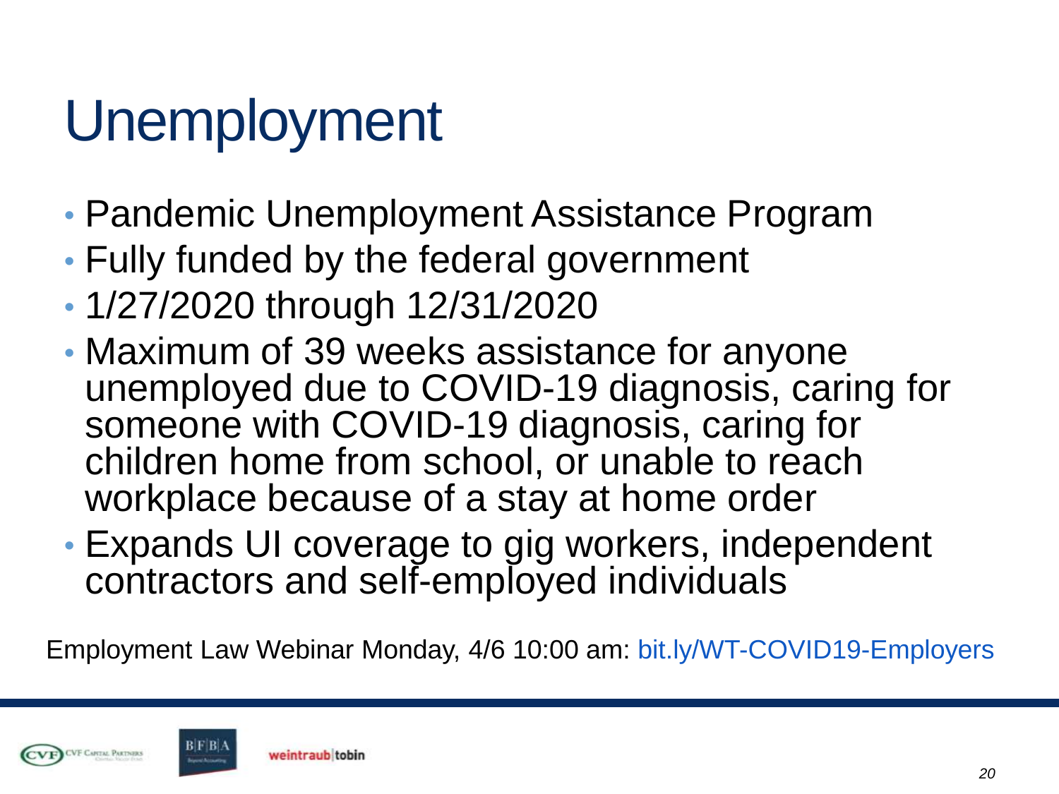# Unemployment

- Pandemic Unemployment Assistance Program
- Fully funded by the federal government
- 1/27/2020 through 12/31/2020
- Maximum of 39 weeks assistance for anyone unemployed due to COVID-19 diagnosis, caring for someone with COVID-19 diagnosis, caring for children home from school, or unable to reach workplace because of a stay at home order
- Expands UI coverage to gig workers, independent contractors and self-employed individuals

Employment Law Webinar Monday, 4/6 10:00 am: bit.ly/WT-COVID19-Employers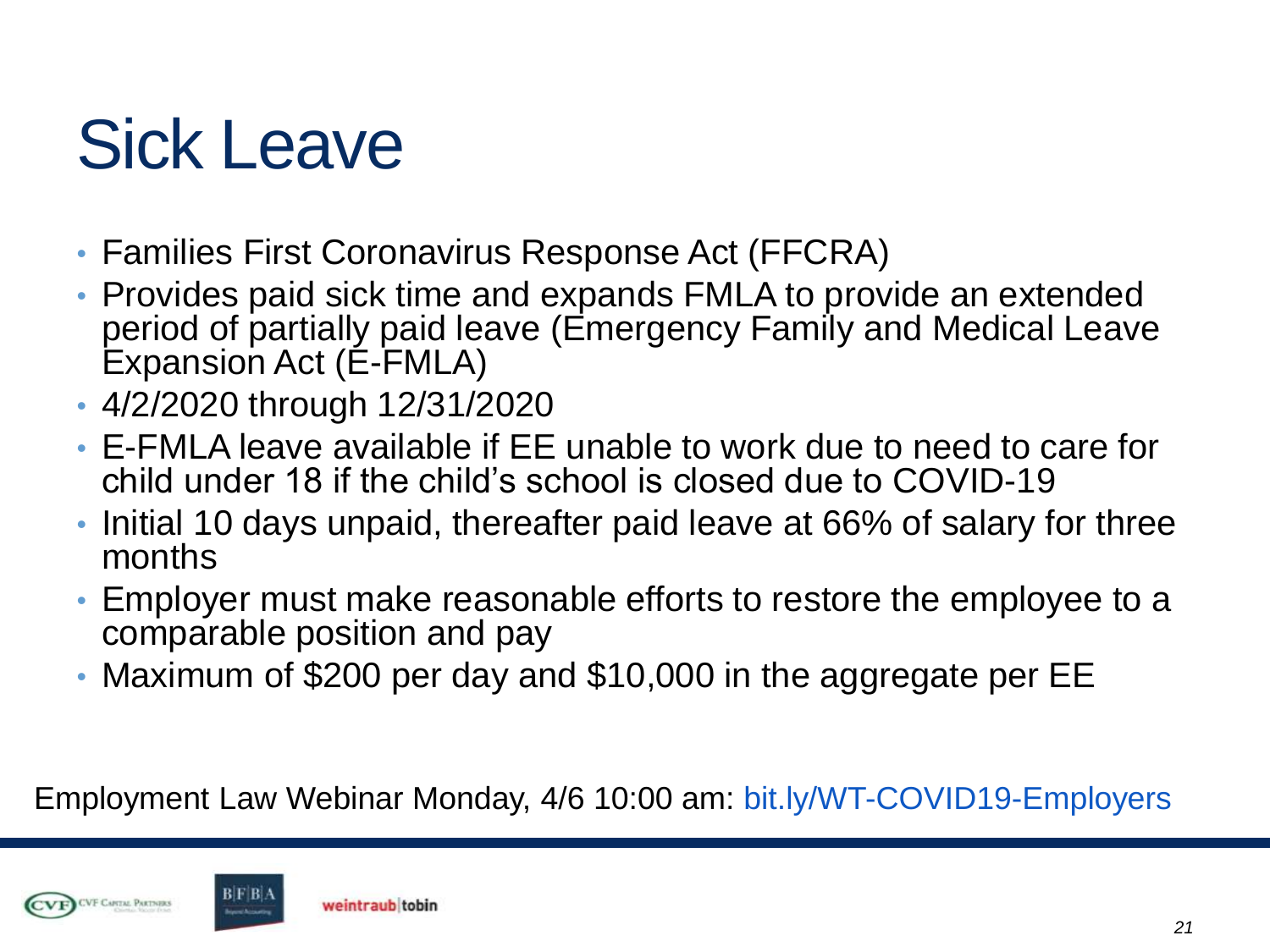# Sick Leave

- Families First Coronavirus Response Act (FFCRA)
- Provides paid sick time and expands FMLA to provide an extended period of partially paid leave (Emergency Family and Medical Leave Expansion Act (E-FMLA)
- 4/2/2020 through 12/31/2020
- E-FMLA leave available if EE unable to work due to need to care for child under 18 if the child's school is closed due to COVID-19
- Initial 10 days unpaid, thereafter paid leave at 66% of salary for three months
- Employer must make reasonable efforts to restore the employee to a comparable position and pay
- Maximum of $200 per day and $10,000 in the aggregate per EE

Employment Law Webinar Monday, 4/6 10:00 am: bit.ly/WT-COVID19-Employers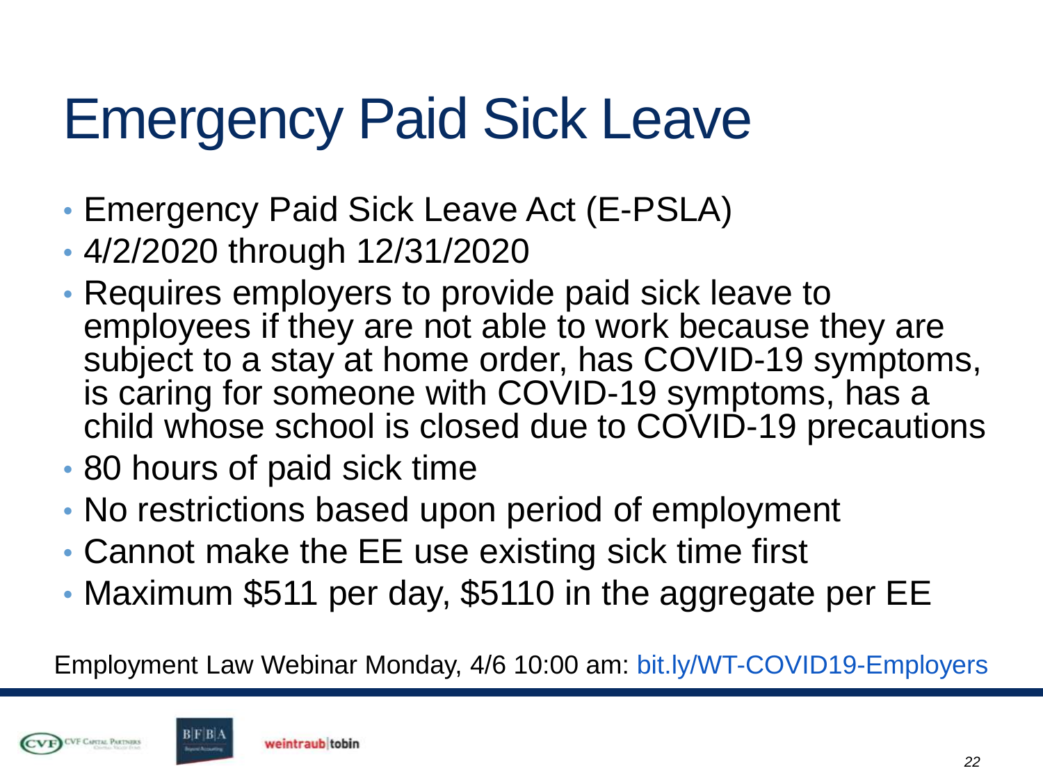# Emergency Paid Sick Leave

- Emergency Paid Sick Leave Act (E-PSLA)
- 4/2/2020 through 12/31/2020
- Requires employers to provide paid sick leave to employees if they are not able to work because they are subject to a stay at home order, has COVID-19 symptoms, is caring for someone with COVID-19 symptoms, has a child whose school is closed due to COVID-19 precautions
- 80 hours of paid sick time
- No restrictions based upon period of employment
- Cannot make the EE use existing sick time first
- Maximum $511 per day, $5110 in the aggregate per EE

Employment Law Webinar Monday, 4/6 10:00 am: bit.ly/WT-COVID19-Employers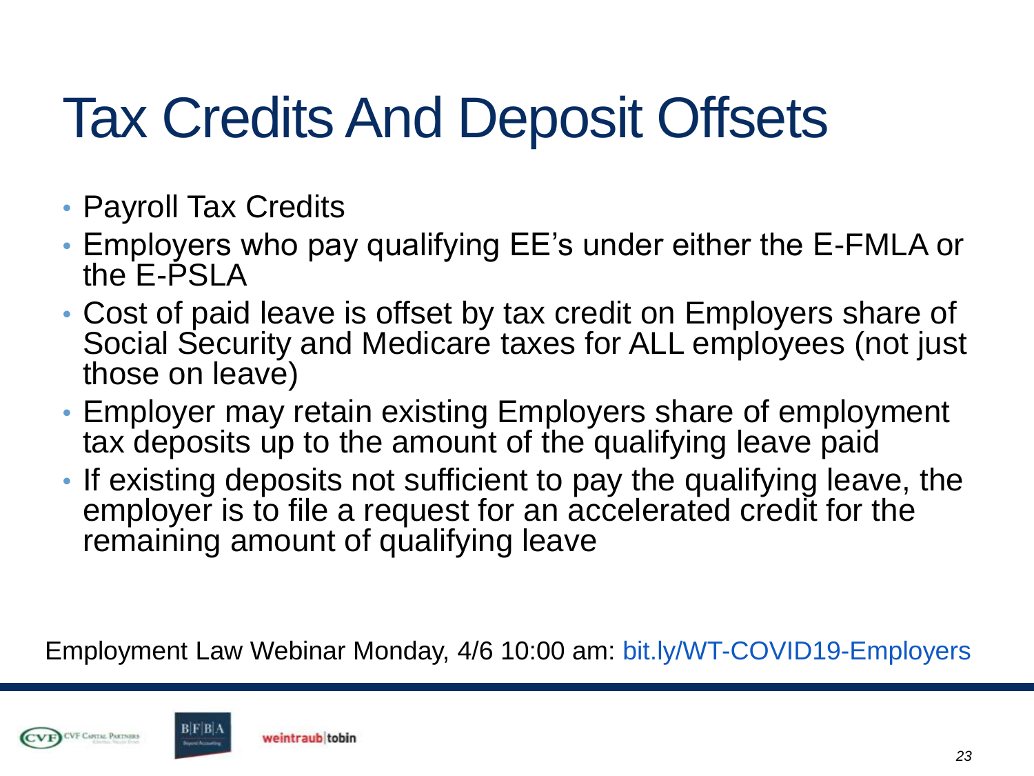# Tax Credits And Deposit Offsets

- Payroll Tax Credits
- Employers who pay qualifying EE's under either the E-FMLA or the E-PSLA
- Cost of paid leave is offset by tax credit on Employers share of Social Security and Medicare taxes for ALL employees (not just those on leave)
- Employer may retain existing Employers share of employment tax deposits up to the amount of the qualifying leave paid
- If existing deposits not sufficient to pay the qualifying leave, the employer is to file a request for an accelerated credit for the remaining amount of qualifying leave

Employment Law Webinar Monday, 4/6 10:00 am: bit.ly/WT-COVID19-Employers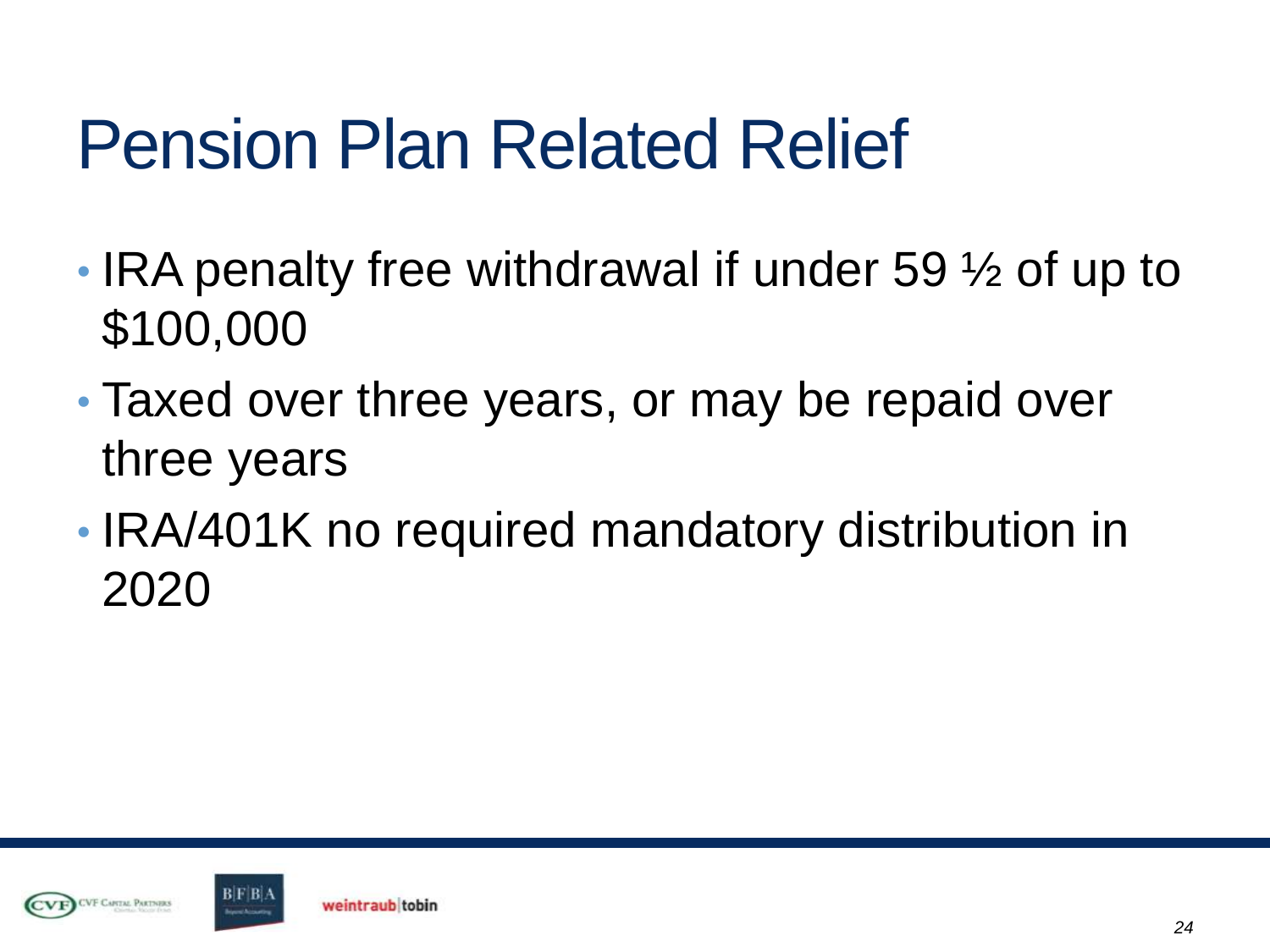# Pension Plan Related Relief

- IRA penalty free withdrawal if under 59 ½ of up to $100,000
- Taxed over three years, or may be repaid over three years
- IRA/401K no required mandatory distribution in 2020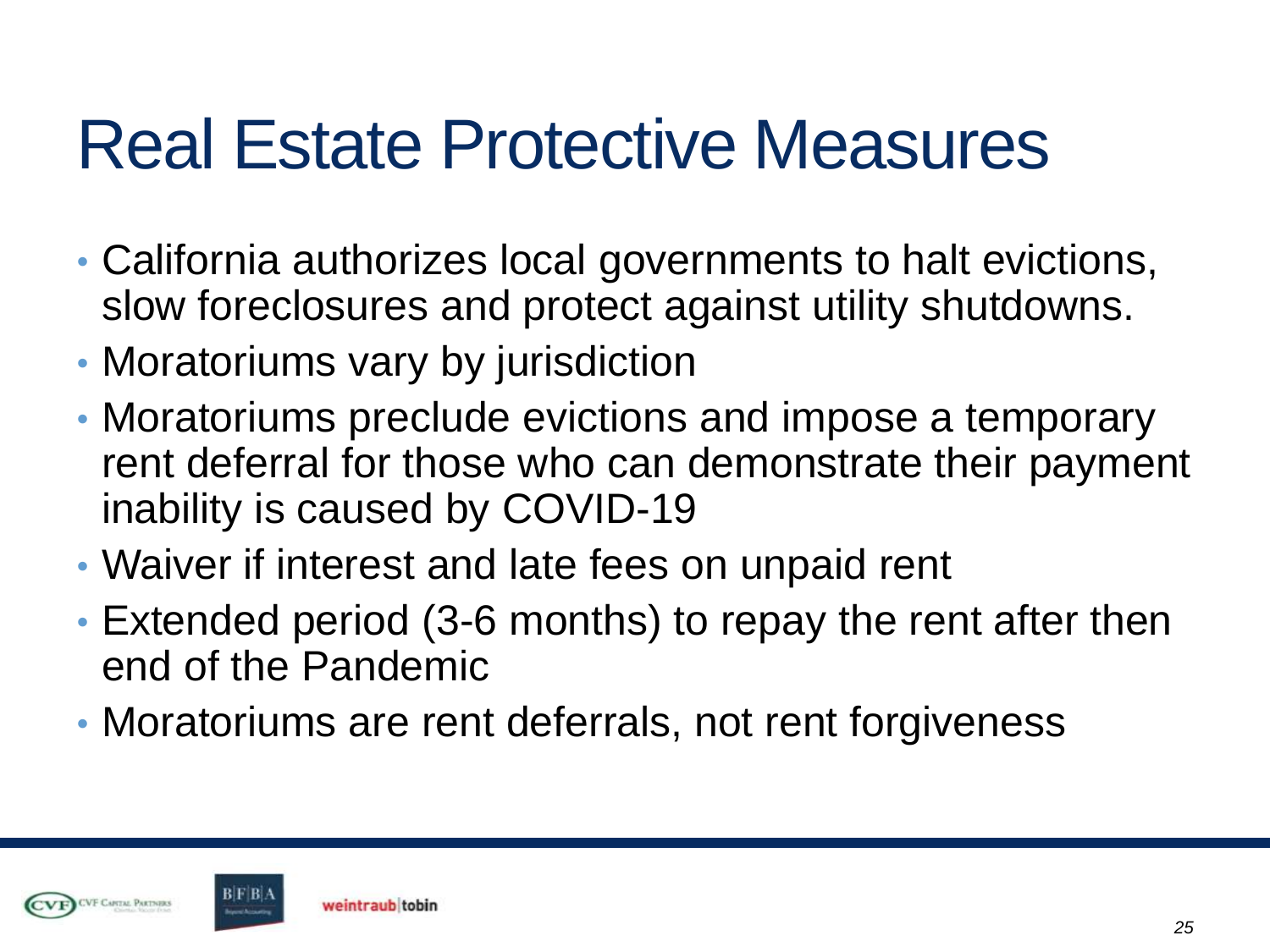# Real Estate Protective Measures

- California authorizes local governments to halt evictions, slow foreclosures and protect against utility shutdowns.
- Moratoriums vary by jurisdiction
- Moratoriums preclude evictions and impose a temporary rent deferral for those who can demonstrate their payment inability is caused by COVID-19
- Waiver if interest and late fees on unpaid rent
- Extended period (3-6 months) to repay the rent after then end of the Pandemic
- Moratoriums are rent deferrals, not rent forgiveness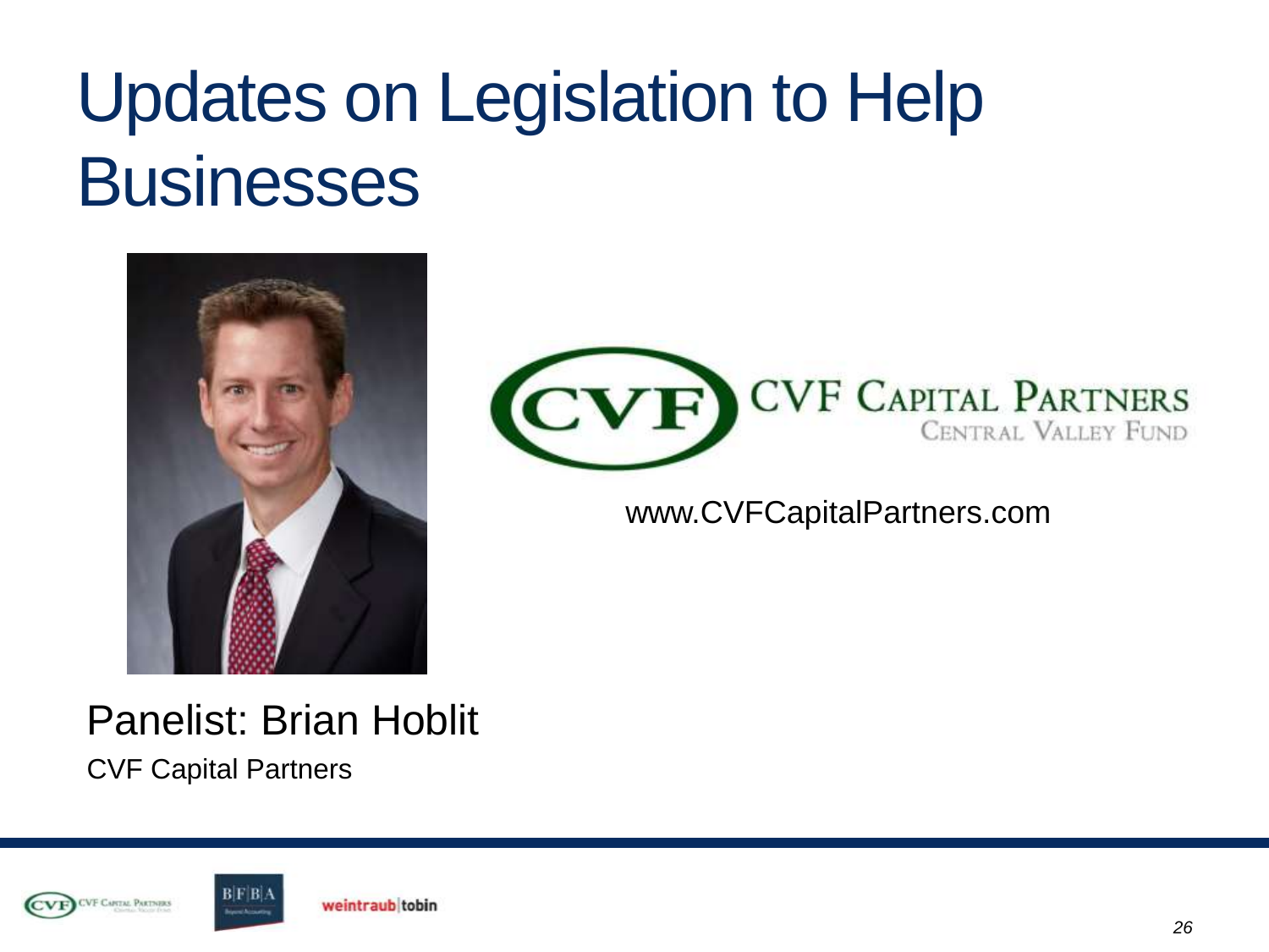# Updates on Legislation to Help Businesses

www.CVFCapitalPartners.com

Panelist: Brian Hoblit

CVF Capital Partners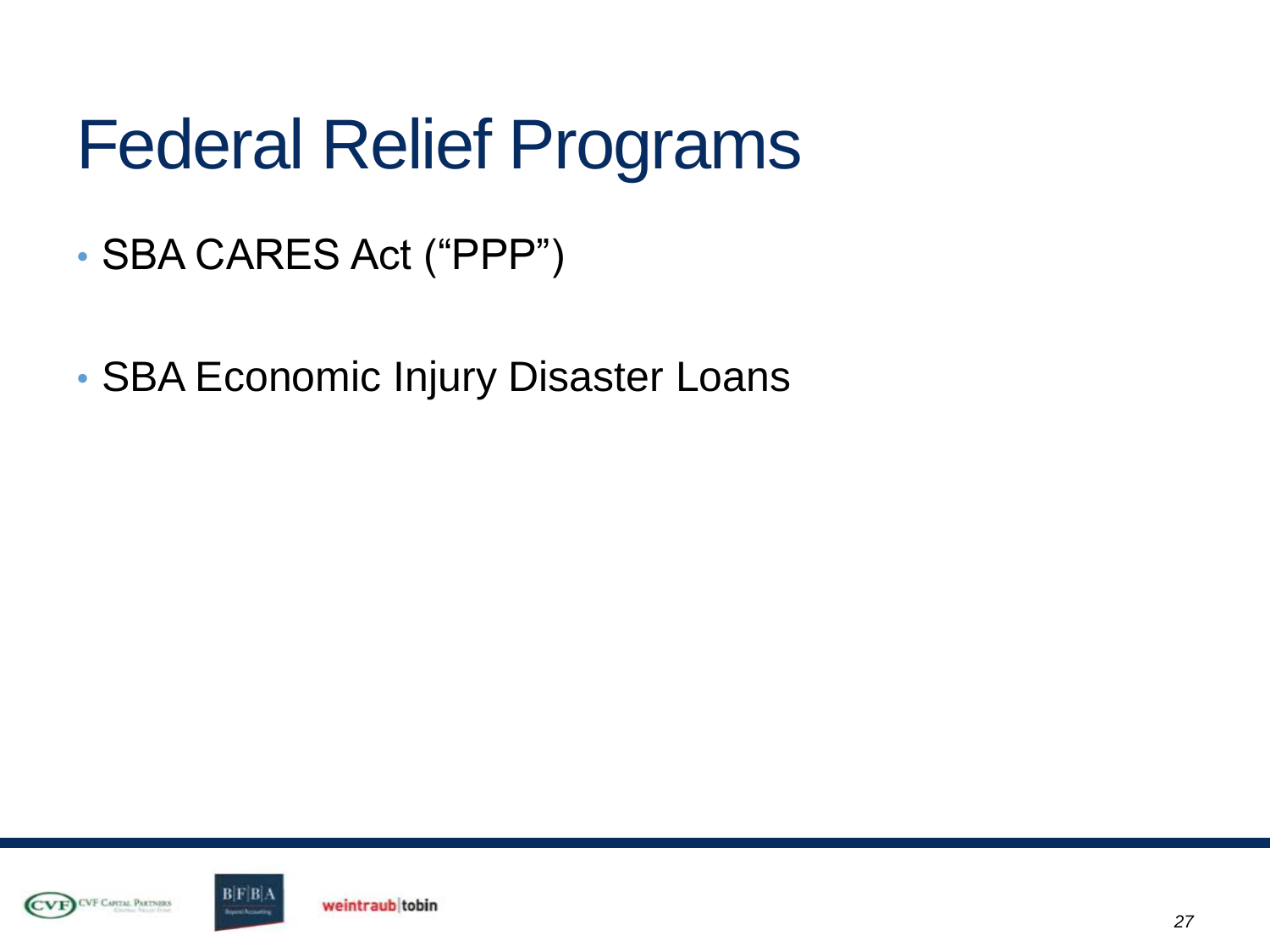# Federal Relief Programs

- SBA CARES Act (“PPP”)
- SBA Economic Injury Disaster Loans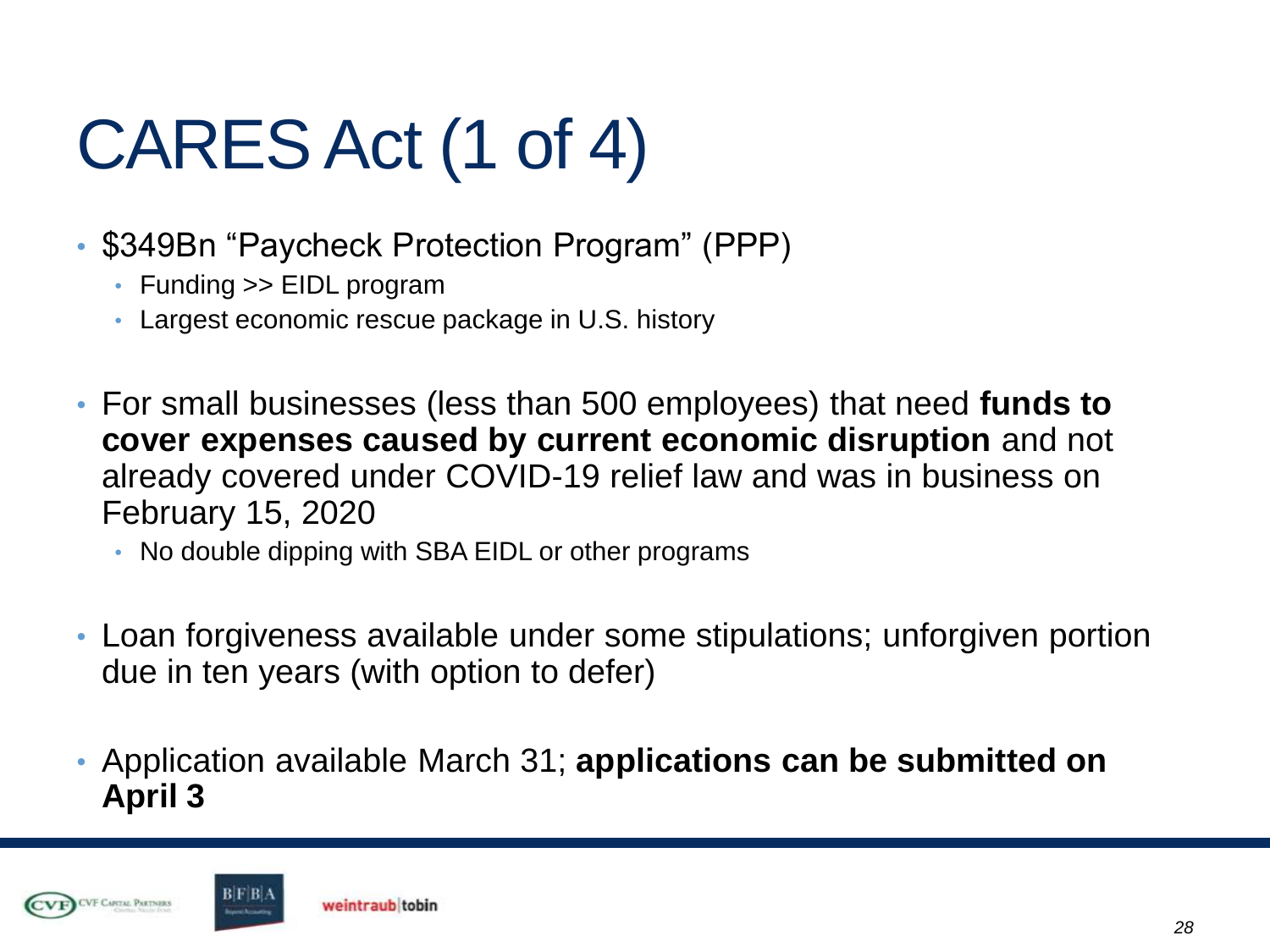# CARES Act (1 of 4)

- $349Bn "Paycheck Protection Program" (PPP)
  - Funding >> EIDL program
  - Largest economic rescue package in U.S. history

- For small businesses (less than 500 employees) that need **funds to cover expenses caused by current economic disruption** and not already covered under COVID-19 relief law and was in business on February 15, 2020
  - No double dipping with SBA EIDL or other programs

- Loan forgiveness available under some stipulations; unforgiven portion due in ten years (with option to defer)

- Application available March 31; **applications can be submitted on April 3**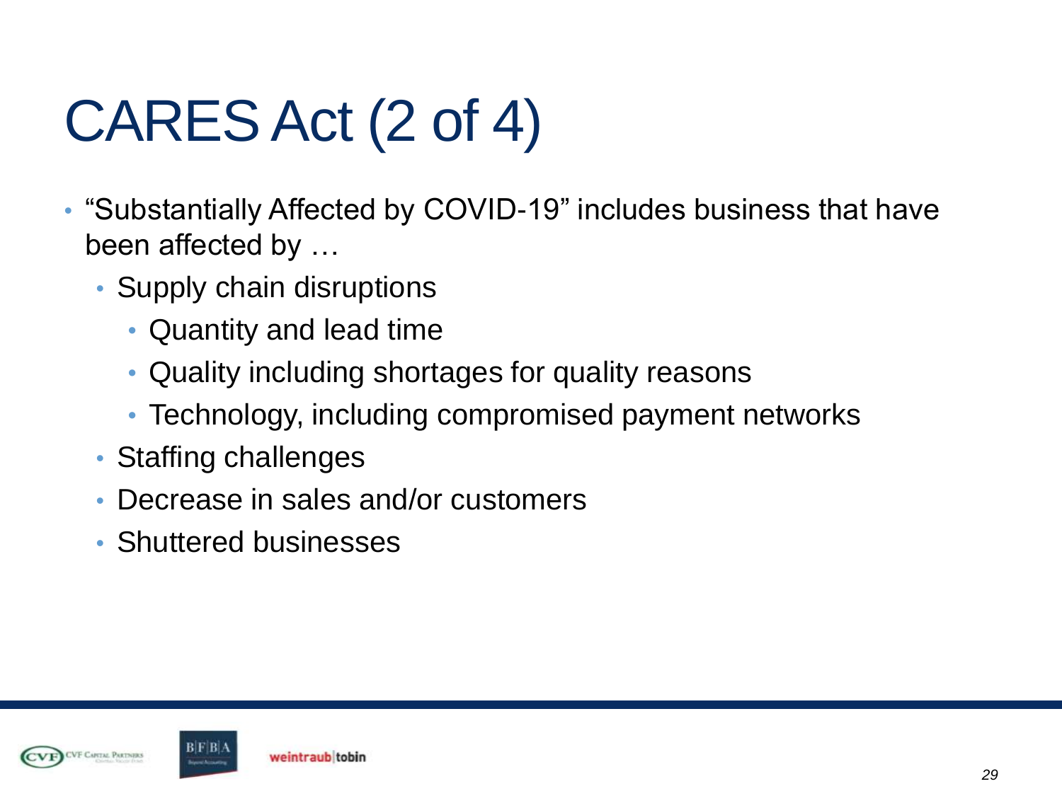# CARES Act (2 of 4)

- “Substantially Affected by COVID-19” includes business that have been affected by …
  - Supply chain disruptions
    - Quantity and lead time
    - Quality including shortages for quality reasons
    - Technology, including compromised payment networks
  - Staffing challenges
  - Decrease in sales and/or customers
  - Shuttered businesses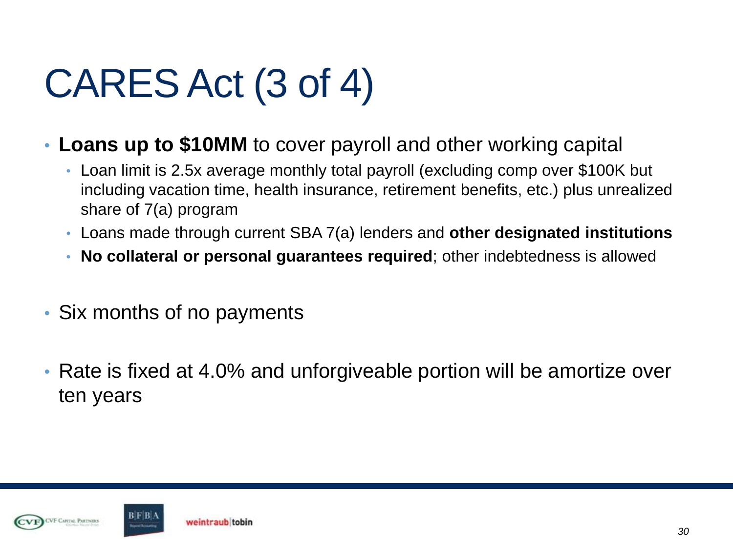# CARES Act (3 of 4)

- **Loans up to $10MM** to cover payroll and other working capital
  - Loan limit is 2.5x average monthly total payroll (excluding comp over $100K but including vacation time, health insurance, retirement benefits, etc.) plus unrealized share of 7(a) program
  - Loans made through current SBA 7(a) lenders and **other designated institutions**
  - **No collateral or personal guarantees required**; other indebtedness is allowed
- Six months of no payments
- Rate is fixed at 4.0% and unforgiveable portion will be amortize over ten years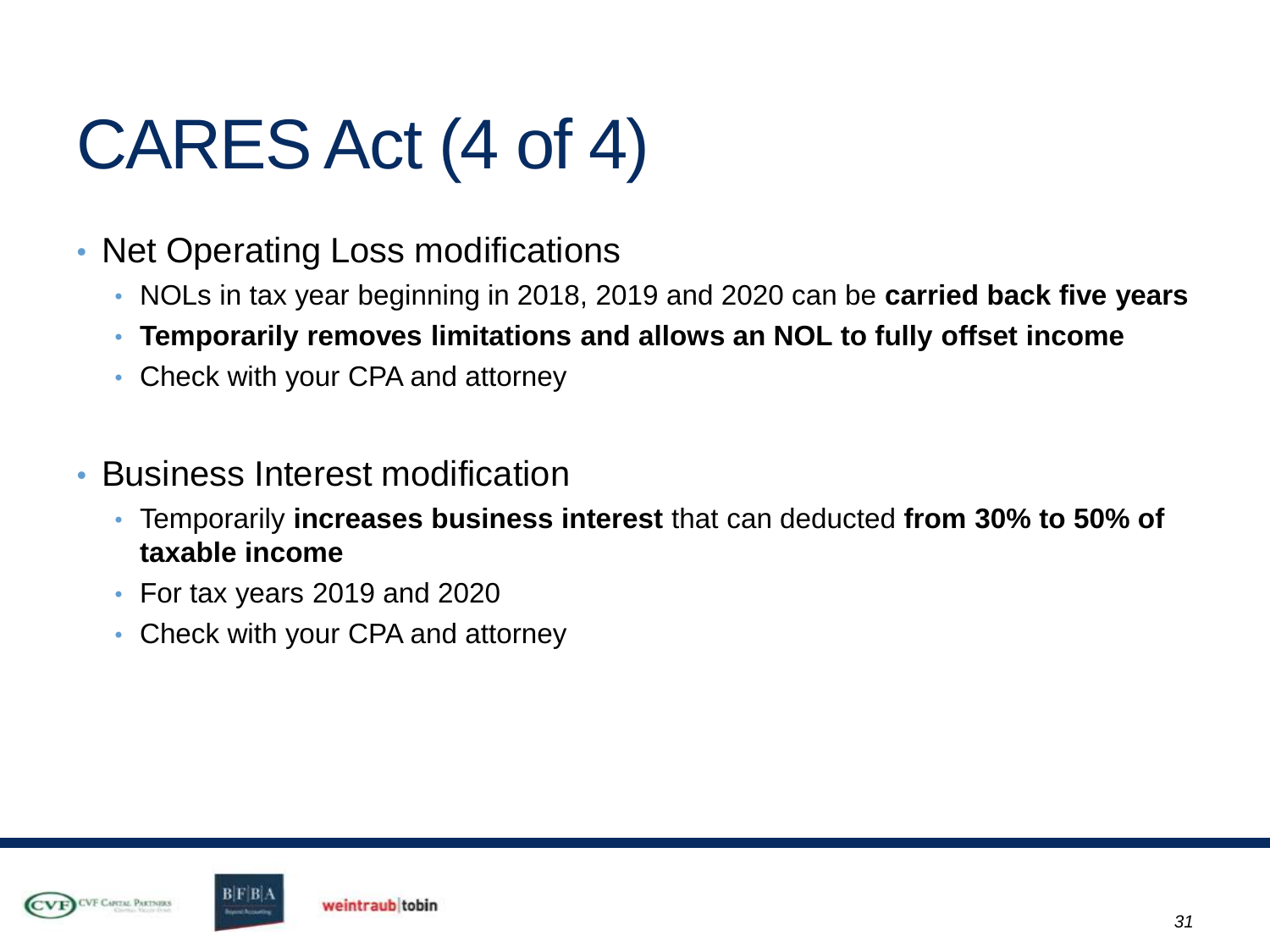# CARES Act (4 of 4)

- Net Operating Loss modifications
  - NOLs in tax year beginning in 2018, 2019 and 2020 can be **carried back five years**
  - **Temporarily removes limitations and allows an NOL to fully offset income**
  - Check with your CPA and attorney

- Business Interest modification
  - Temporarily **increases business interest** that can deducted **from 30% to 50% of taxable income**
  - For tax years 2019 and 2020
  - Check with your CPA and attorney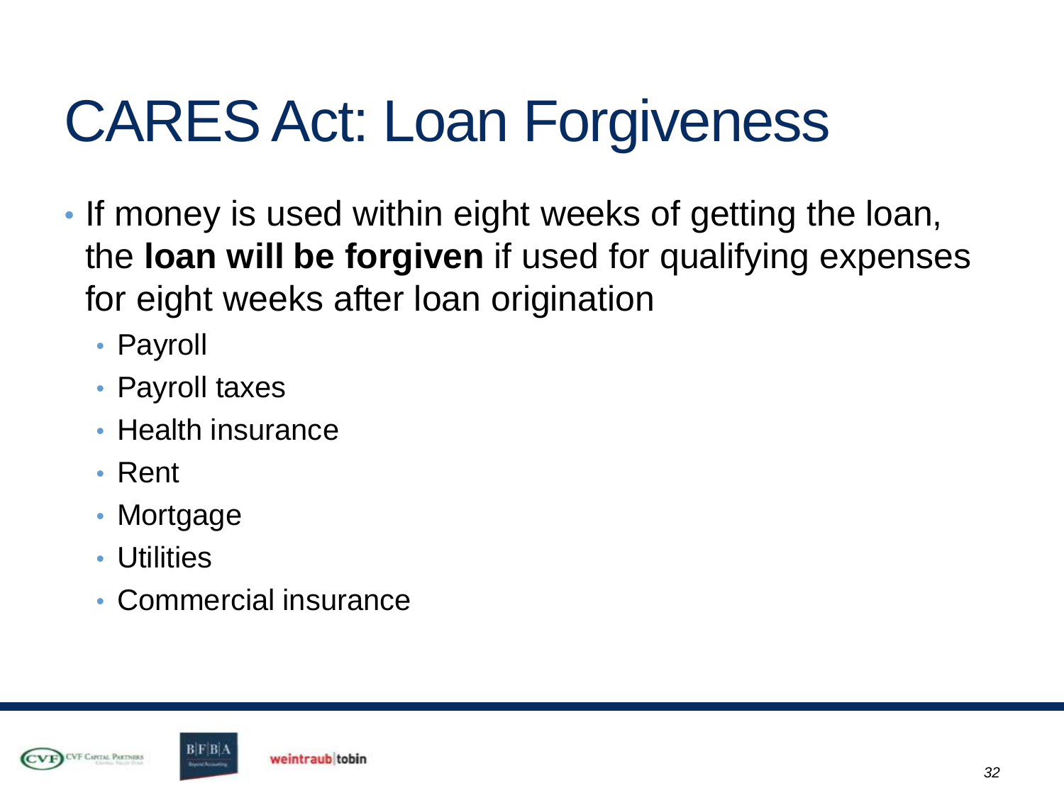# CARES Act: Loan Forgiveness

- If money is used within eight weeks of getting the loan, the **loan will be forgiven** if used for qualifying expenses for eight weeks after loan origination
  - Payroll
  - Payroll taxes
  - Health insurance
  - Rent
  - Mortgage
  - Utilities
  - Commercial insurance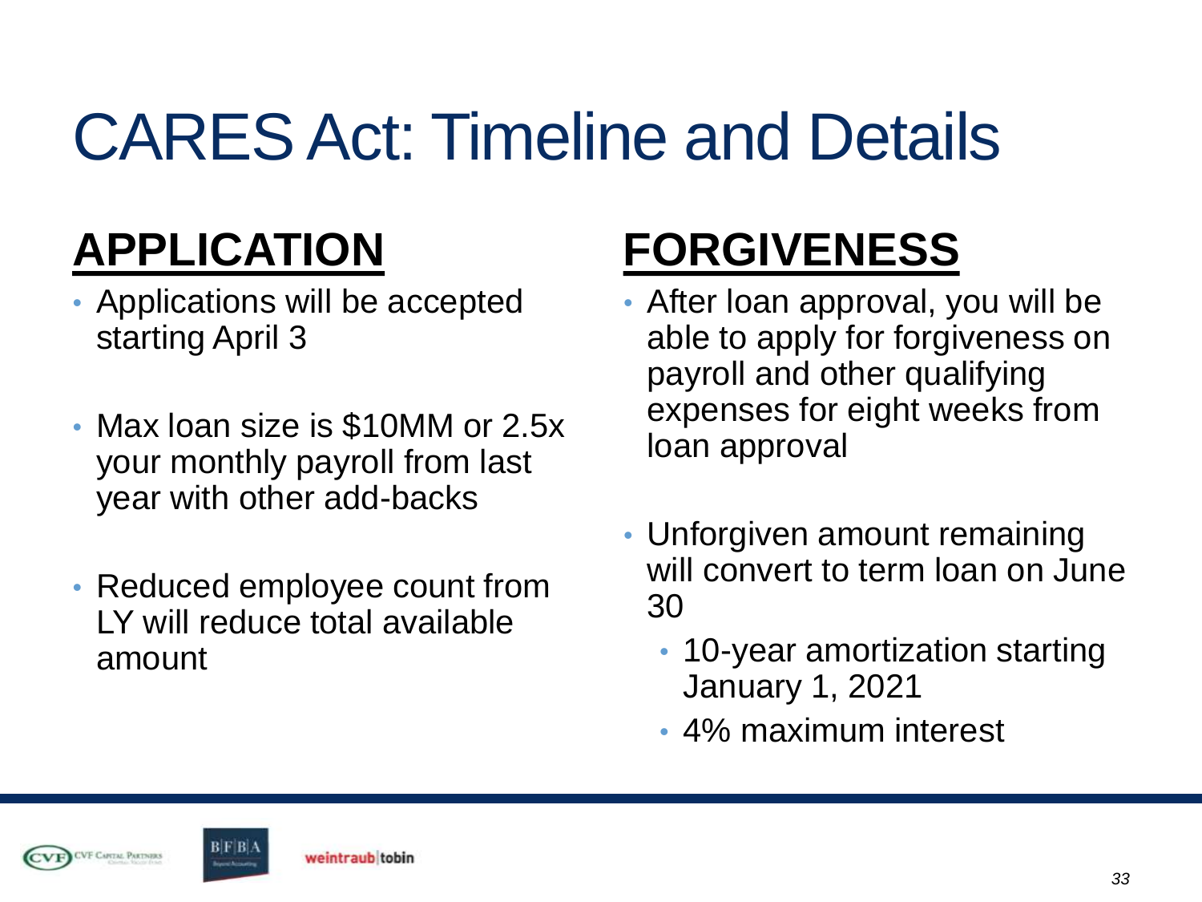# CARES Act: Timeline and Details

## APPLICATION

- Applications will be accepted starting April 3
- Max loan size is \$10MM or 2.5x your monthly payroll from last year with other add-backs
- Reduced employee count from LY will reduce total available amount

## FORGIVENESS

- After loan approval, you will be able to apply for forgiveness on payroll and other qualifying expenses for eight weeks from loan approval
- Unforgiven amount remaining will convert to term loan on June 30
  - 10-year amortization starting January 1, 2021
  - 4% maximum interest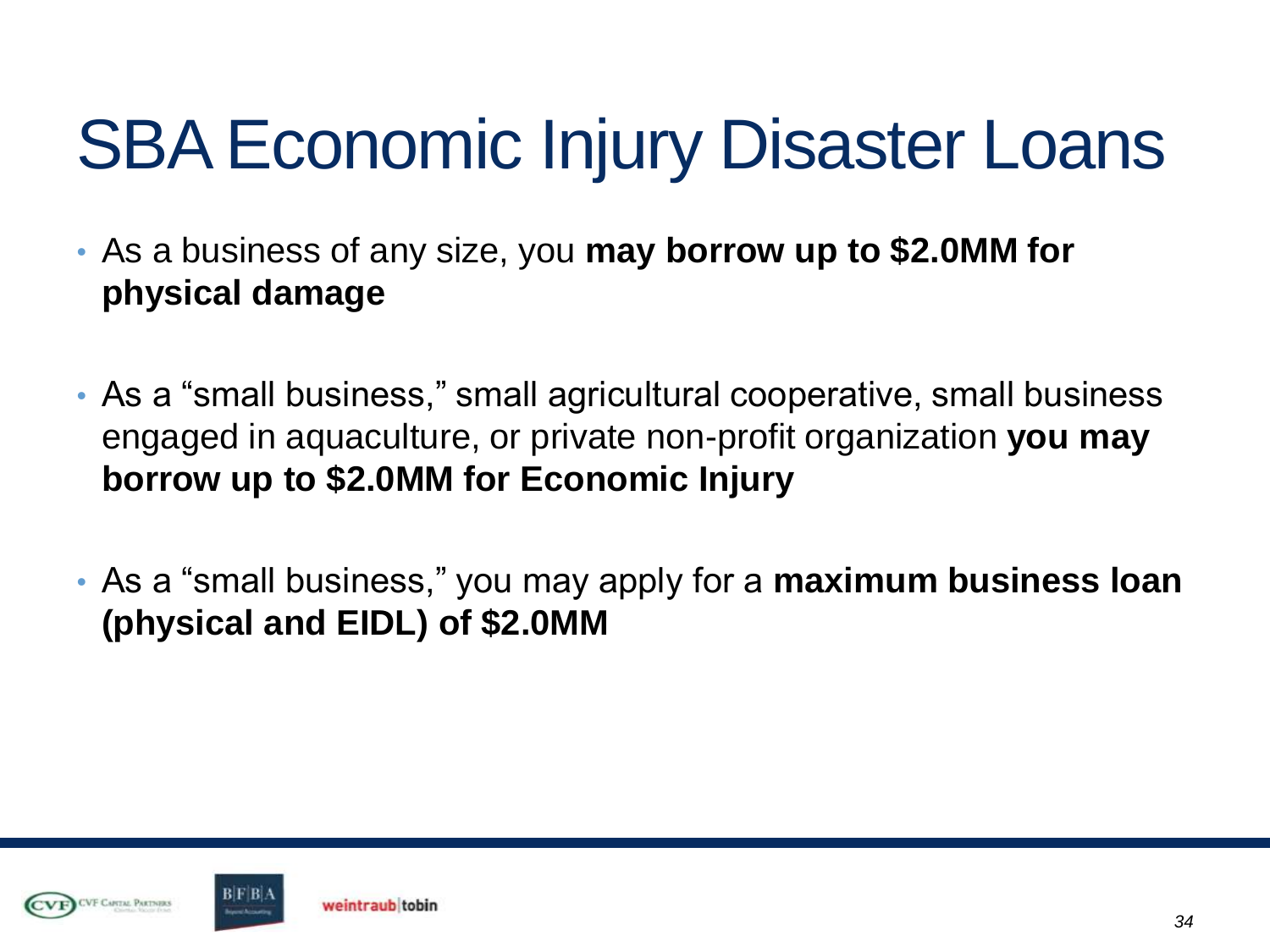# SBA Economic Injury Disaster Loans

- As a business of any size, you **may borrow up to $2.0MM for physical damage**

- As a "small business," small agricultural cooperative, small business engaged in aquaculture, or private non-profit organization **you may borrow up to $2.0MM for Economic Injury**

- As a "small business," you may apply for a **maximum business loan (physical and EIDL) of $2.0MM**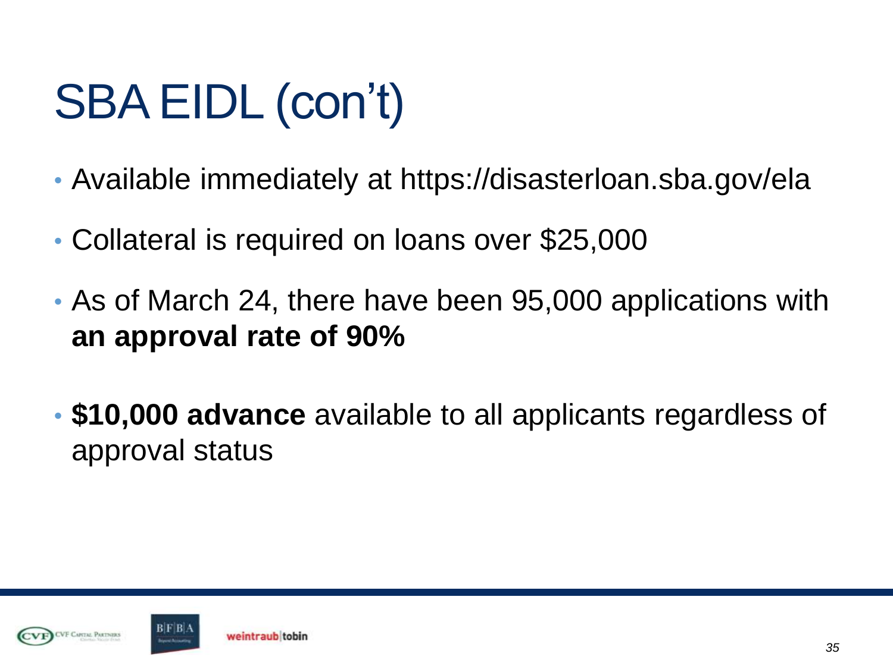# SBA EIDL (con't)

- Available immediately at https://disasterloan.sba.gov/ela
- Collateral is required on loans over $25,000
- As of March 24, there have been 95,000 applications with **an approval rate of 90%**
- **$10,000 advance** available to all applicants regardless of approval status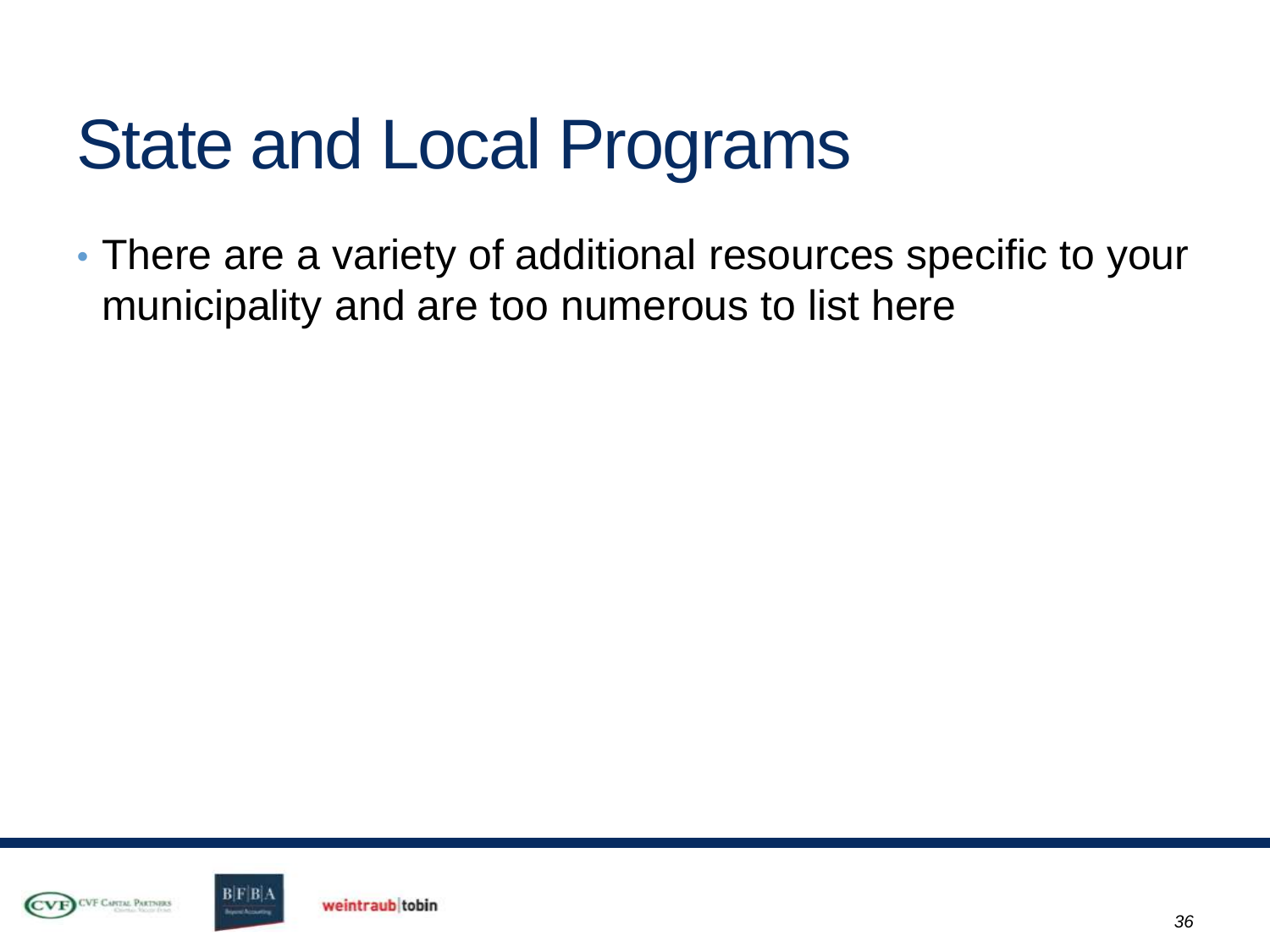# State and Local Programs

- There are a variety of additional resources specific to your municipality and are too numerous to list here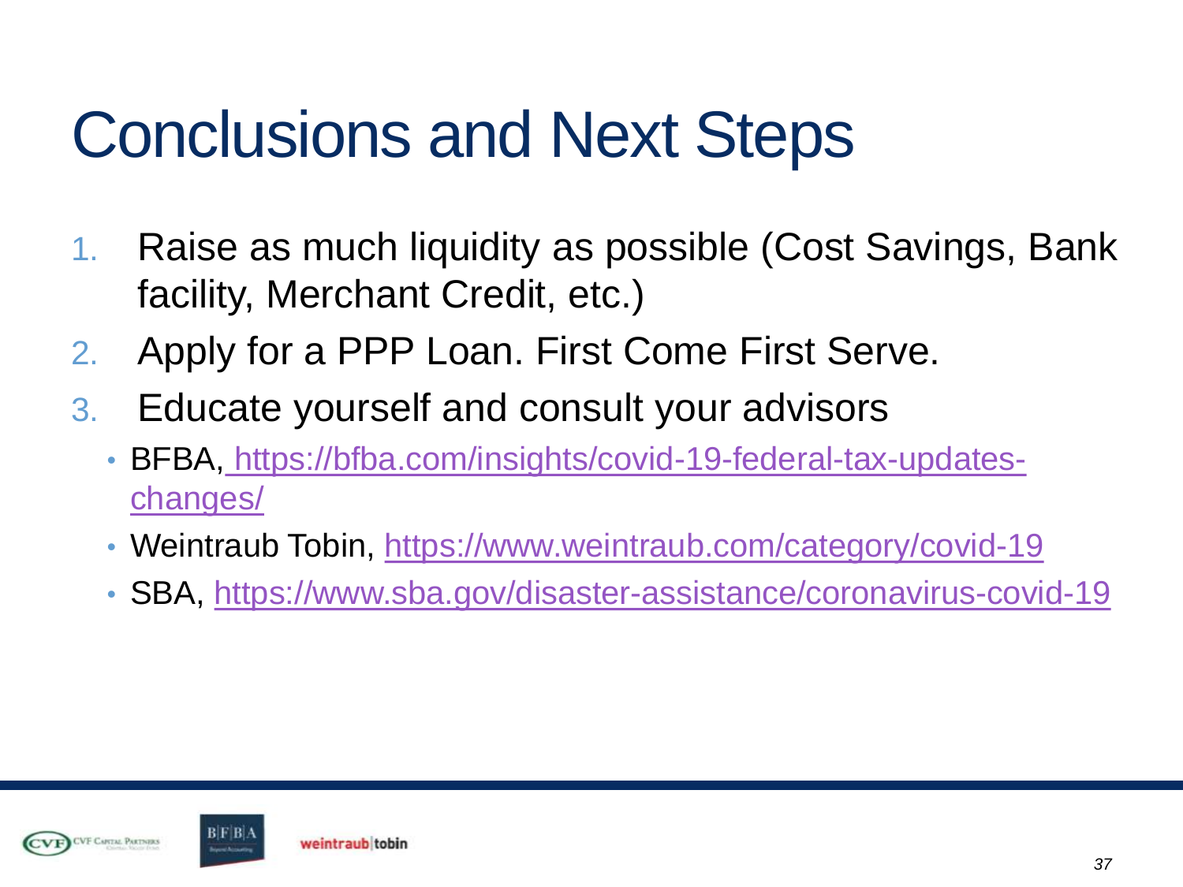# Conclusions and Next Steps

1. Raise as much liquidity as possible (Cost Savings, Bank facility, Merchant Credit, etc.)
2. Apply for a PPP Loan. First Come First Serve.
3. Educate yourself and consult your advisors
   - BFBA, https://bfba.com/insights/covid-19-federal-tax-updates-changes/
   - Weintraub Tobin, https://www.weintraub.com/category/covid-19
   - SBA, https://www.sba.gov/disaster-assistance/coronavirus-covid-19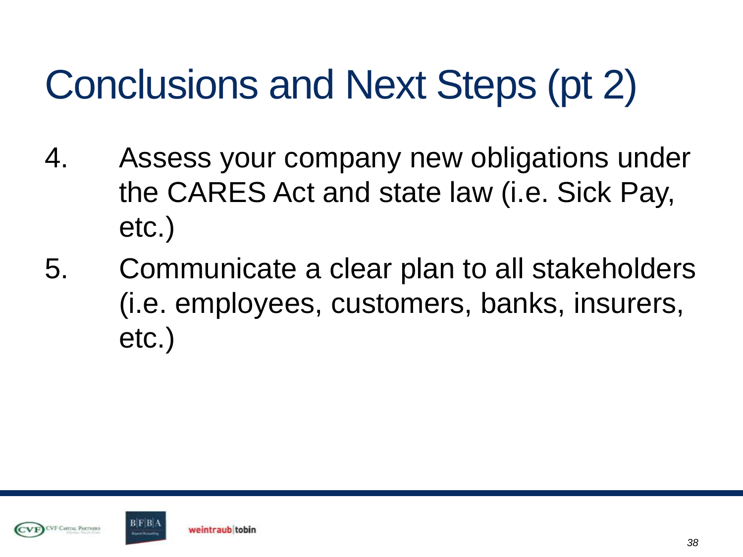# Conclusions and Next Steps (pt 2)

4. Assess your company new obligations under the CARES Act and state law (i.e. Sick Pay, etc.)
5. Communicate a clear plan to all stakeholders (i.e. employees, customers, banks, insurers, etc.)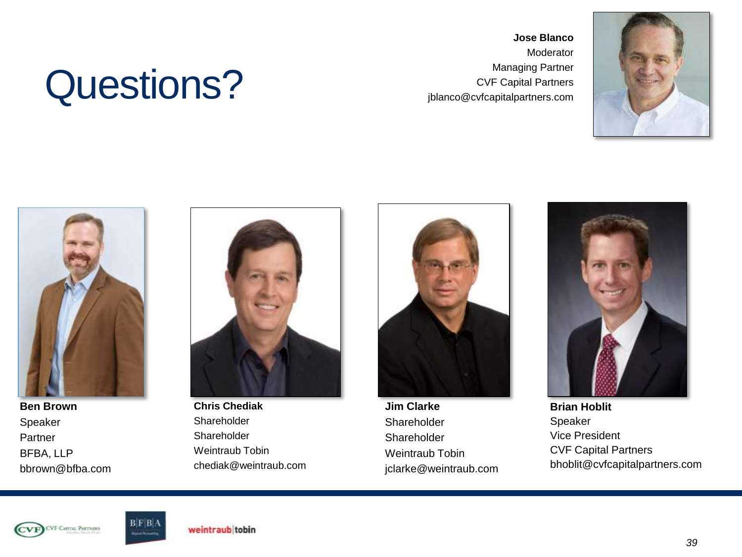# Questions?

**Jose Blanco**
Moderator
Managing Partner
CVF Capital Partners
jblanco@cvfcapitalpartners.com

**Ben Brown**
Speaker
Partner
BFBA, LLP
bbrown@bfba.com

**Chris Chediak**
Shareholder
Shareholder
Weintraub Tobin
chediak@weintraub.com

**Jim Clarke**
Shareholder
Shareholder
Weintraub Tobin
jclarke@weintraub.com

**Brian Hoblit**
Speaker
Vice President
CVF Capital Partners
bhoblit@cvfcapitalpartners.com